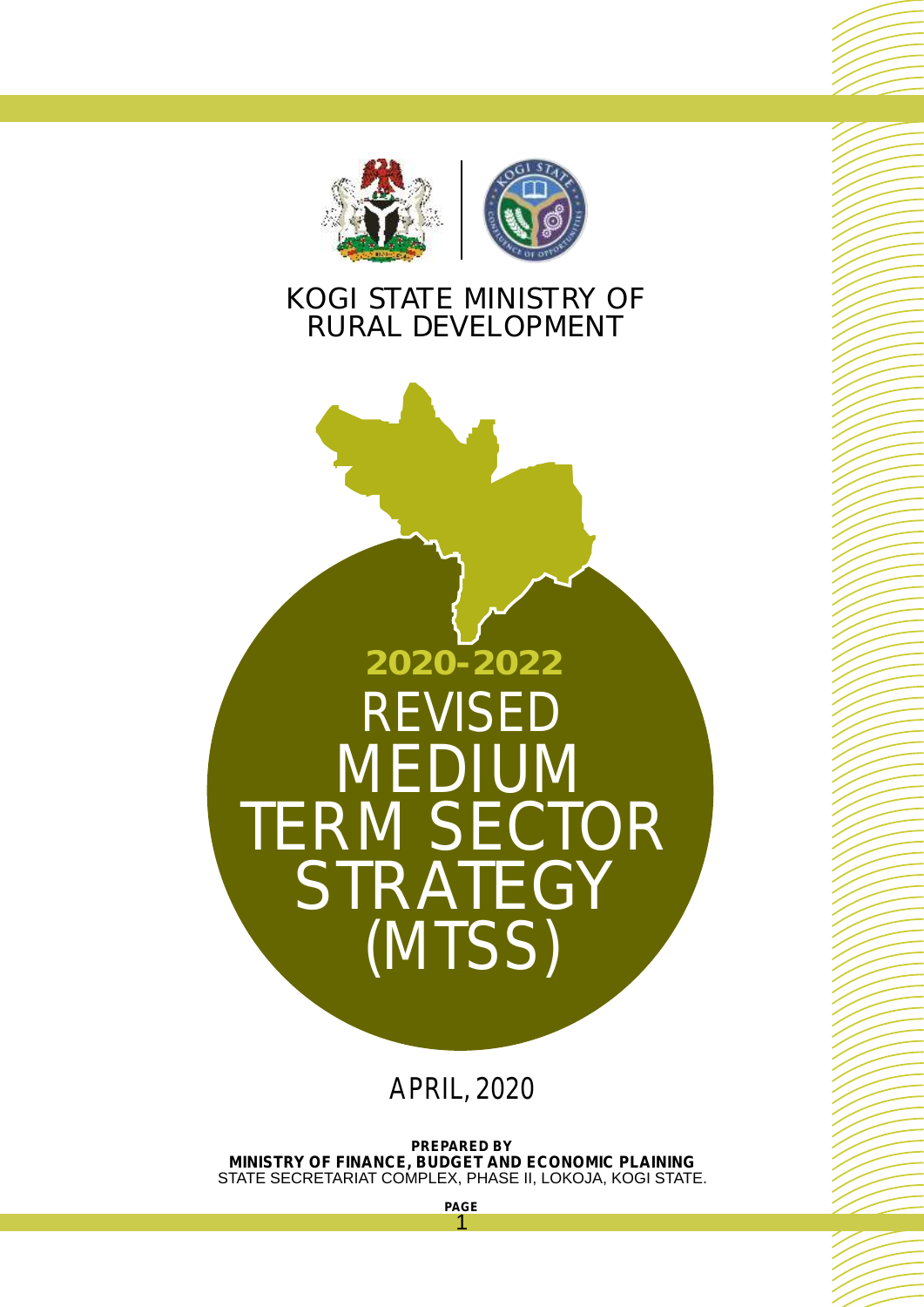# KOGI STATE MINISTRY OF RURAL DEVELOPMENT

## 2020-2022

# REVISED MEDIUM TERM SECTOR STRATEGY (MTSS)

APRIL, 2020

**PREPARED BY**
**MINISTRY OF FINANCE, BUDGET AND ECONOMIC PLAINING**
STATE SECRETARIAT COMPLEX, PHASE II, LOKOJA, KOGI STATE.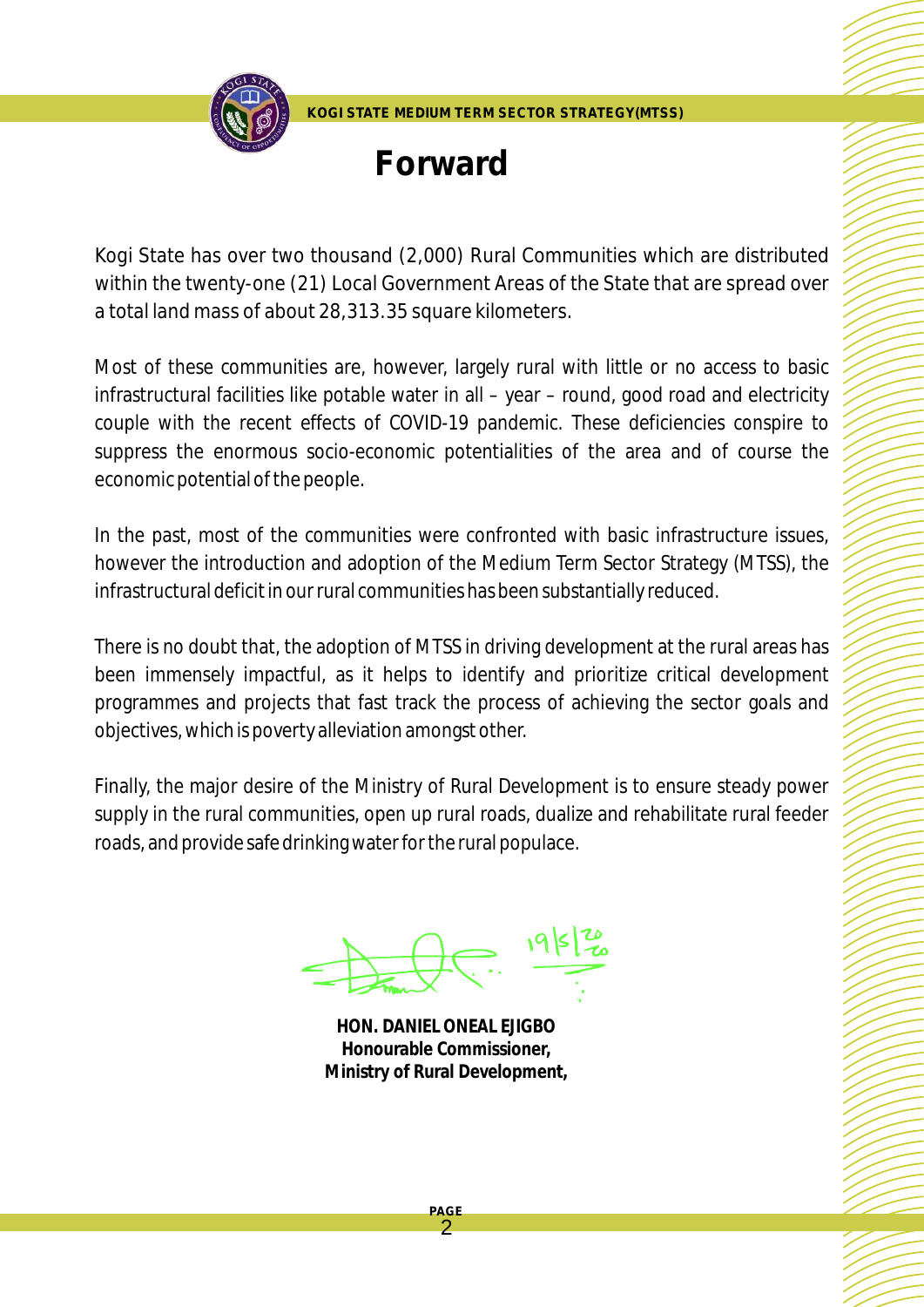# Forward

Kogi State has over two thousand (2,000) Rural Communities which are distributed within the twenty-one (21) Local Government Areas of the State that are spread over a total land mass of about 28,313.35 square kilometers.

Most of these communities are, however, largely rural with little or no access to basic infrastructural facilities like potable water in all – year – round, good road and electricity couple with the recent effects of COVID-19 pandemic. These deficiencies conspire to suppress the enormous socio-economic potentialities of the area and of course the economic potential of the people.

In the past, most of the communities were confronted with basic infrastructure issues, however the introduction and adoption of the Medium Term Sector Strategy (MTSS), the infrastructural deficit in our rural communities has been substantially reduced.

There is no doubt that, the adoption of MTSS in driving development at the rural areas has been immensely impactful, as it helps to identify and prioritize critical development programmes and projects that fast track the process of achieving the sector goals and objectives, which is poverty alleviation amongst other.

Finally, the major desire of the Ministry of Rural Development is to ensure steady power supply in the rural communities, open up rural roads, dualize and rehabilitate rural feeder roads, and provide safe drinking water for the rural populace.

19/5/2020

**HON. DANIEL ONEAL EJIGBO**
**Honourable Commissioner,**
**Ministry of Rural Development,**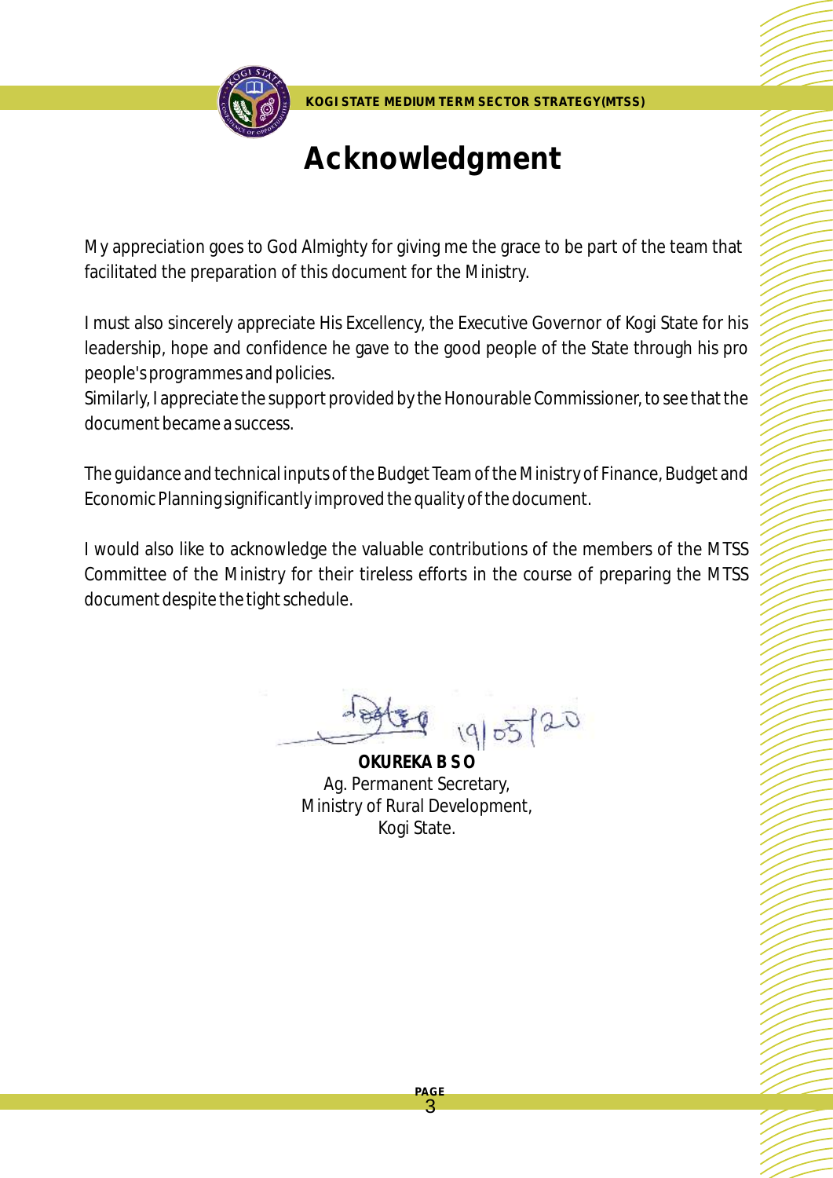# Acknowledgment

My appreciation goes to God Almighty for giving me the grace to be part of the team that facilitated the preparation of this document for the Ministry.

I must also sincerely appreciate His Excellency, the Executive Governor of Kogi State for his leadership, hope and confidence he gave to the good people of the State through his pro people's programmes and policies.
Similarly, I appreciate the support provided by the Honourable Commissioner, to see that the document became a success.

The guidance and technical inputs of the Budget Team of the Ministry of Finance, Budget and Economic Planning significantly improved the quality of the document.

I would also like to acknowledge the valuable contributions of the members of the MTSS Committee of the Ministry for their tireless efforts in the course of preparing the MTSS document despite the tight schedule.

19/05/20

**OKUREKA B S O**
Ag. Permanent Secretary,
Ministry of Rural Development,
Kogi State.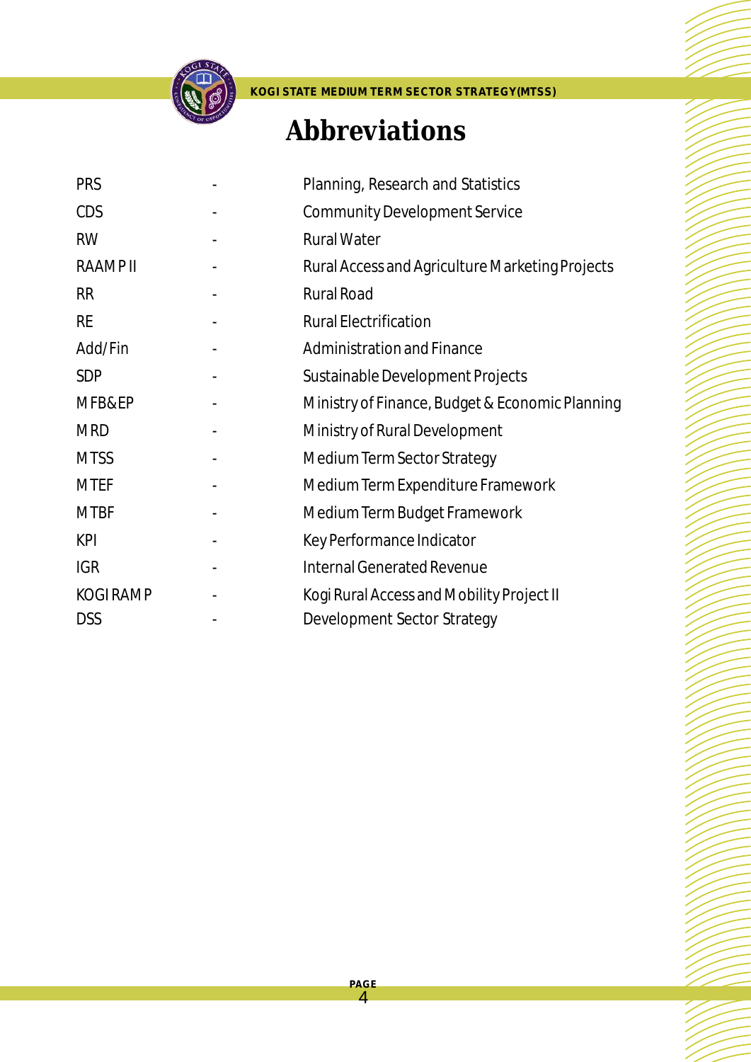# Abbreviations

| | | |
|---|---|---|
| PRS | - | Planning, Research and Statistics |
| CDS | - | Community Development Service |
| RW | - | Rural Water |
| RAAMP II | - | Rural Access and Agriculture Marketing Projects |
| RR | - | Rural Road |
| RE | - | Rural Electrification |
| Add/Fin | - | Administration and Finance |
| SDP | - | Sustainable Development Projects |
| MFB&EP | - | Ministry of Finance, Budget & Economic Planning |
| MRD | - | Ministry of Rural Development |
| MTSS | - | Medium Term Sector Strategy |
| MTEF | - | Medium Term Expenditure Framework |
| MTBF | - | Medium Term Budget Framework |
| KPI | - | Key Performance Indicator |
| IGR | - | Internal Generated Revenue |
| KOGI RAMP | - | Kogi Rural Access and Mobility Project II |
| DSS | - | Development Sector Strategy |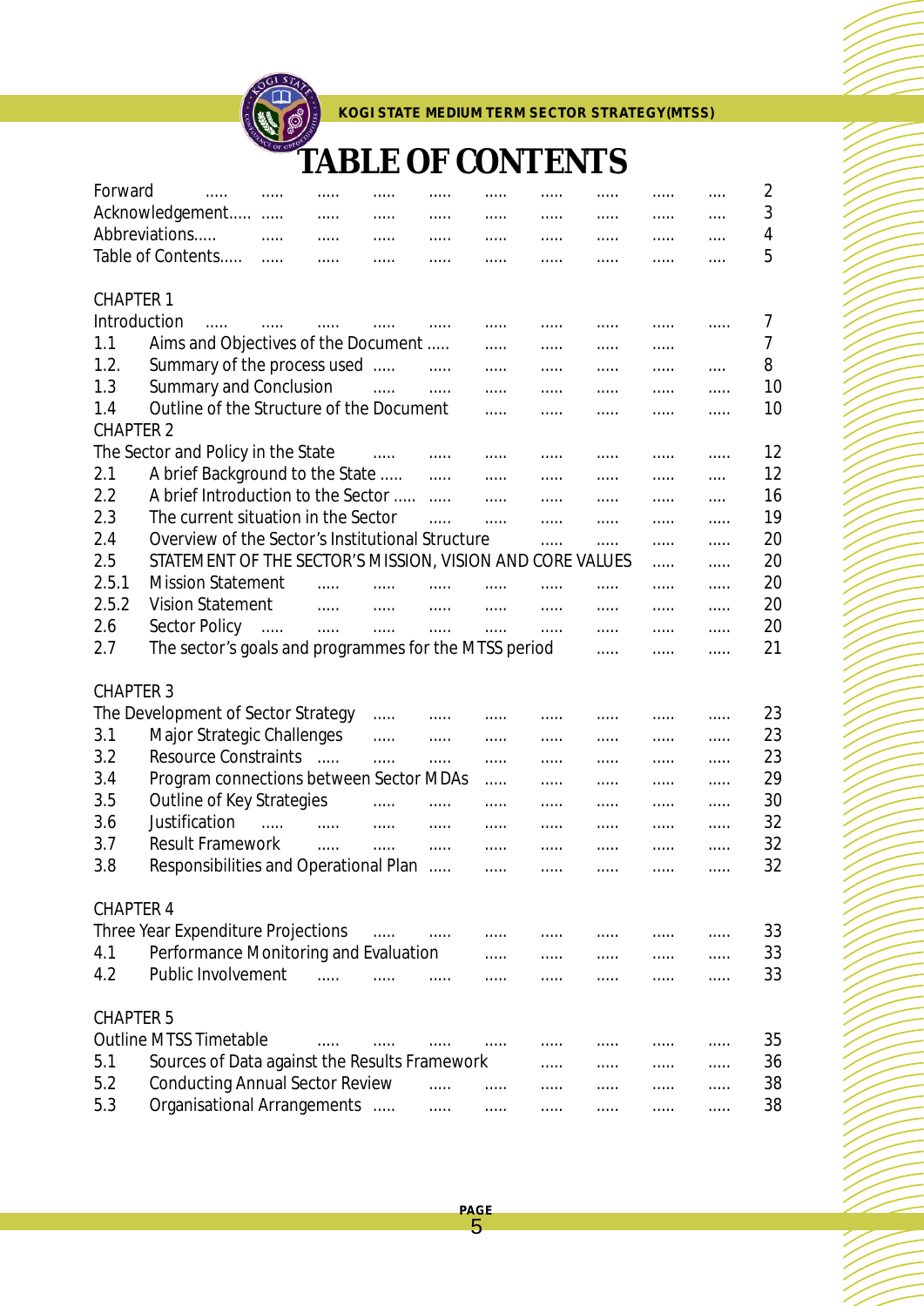# TABLE OF CONTENTS

| | | |
|---|---|---|
| Forward | | 2 |
| Acknowledgement | | 3 |
| Abbreviations | | 4 |
| Table of Contents | | 5 |
| **CHAPTER 1** | | |
| Introduction | | 7 |
| 1.1 | Aims and Objectives of the Document | 7 |
| 1.2. | Summary of the process used | 8 |
| 1.3 | Summary and Conclusion | 10 |
| 1.4 | Outline of the Structure of the Document | 10 |
| **CHAPTER 2** | | |
| The Sector and Policy in the State | | 12 |
| 2.1 | A brief Background to the State | 12 |
| 2.2 | A brief Introduction to the Sector | 16 |
| 2.3 | The current situation in the Sector | 19 |
| 2.4 | Overview of the Sector's Institutional Structure | 20 |
| 2.5 | STATEMENT OF THE SECTOR'S MISSION, VISION AND CORE VALUES | 20 |
| 2.5.1 | Mission Statement | 20 |
| 2.5.2 | Vision Statement | 20 |
| 2.6 | Sector Policy | 20 |
| 2.7 | The sector's goals and programmes for the MTSS period | 21 |
| **CHAPTER 3** | | |
| The Development of Sector Strategy | | 23 |
| 3.1 | Major Strategic Challenges | 23 |
| 3.2 | Resource Constraints | 23 |
| 3.4 | Program connections between Sector MDAs | 29 |
| 3.5 | Outline of Key Strategies | 30 |
| 3.6 | Justification | 32 |
| 3.7 | Result Framework | 32 |
| 3.8 | Responsibilities and Operational Plan | 32 |
| **CHAPTER 4** | | |
| Three Year Expenditure Projections | | 33 |
| 4.1 | Performance Monitoring and Evaluation | 33 |
| 4.2 | Public Involvement | 33 |
| **CHAPTER 5** | | |
| Outline MTSS Timetable | | 35 |
| 5.1 | Sources of Data against the Results Framework | 36 |
| 5.2 | Conducting Annual Sector Review | 38 |
| 5.3 | Organisational Arrangements | 38 |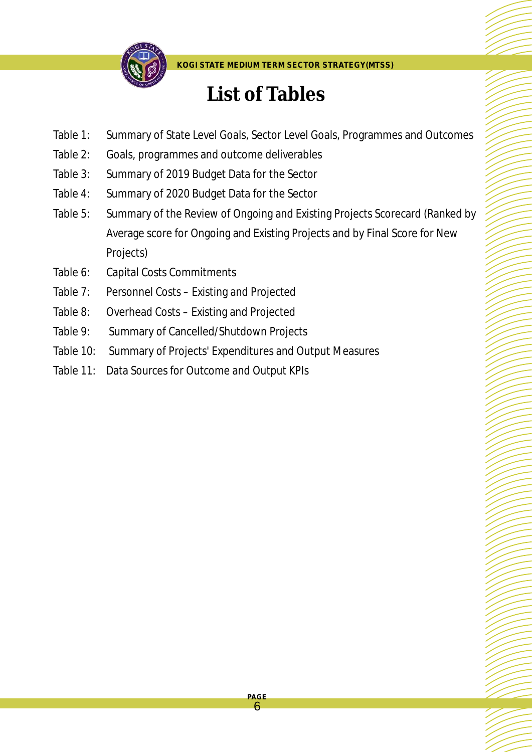# List of Tables

Table 1: Summary of State Level Goals, Sector Level Goals, Programmes and Outcomes

Table 2: Goals, programmes and outcome deliverables

Table 3: Summary of 2019 Budget Data for the Sector

Table 4: Summary of 2020 Budget Data for the Sector

Table 5: Summary of the Review of Ongoing and Existing Projects Scorecard (Ranked by Average score for Ongoing and Existing Projects and by Final Score for New Projects)

Table 6: Capital Costs Commitments

Table 7: Personnel Costs – Existing and Projected

Table 8: Overhead Costs – Existing and Projected

Table 9: Summary of Cancelled/Shutdown Projects

Table 10: Summary of Projects' Expenditures and Output Measures

Table 11: Data Sources for Outcome and Output KPIs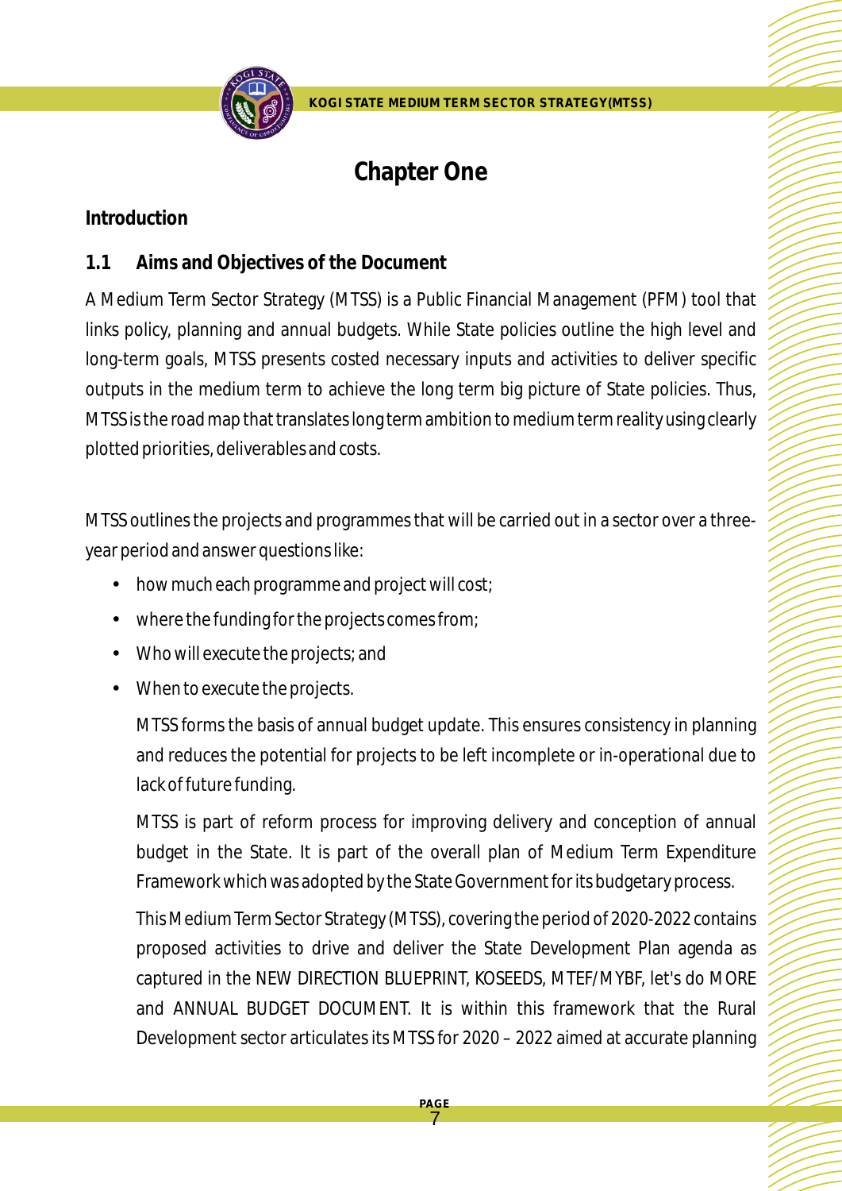# Chapter One

## Introduction

### 1.1 Aims and Objectives of the Document

A Medium Term Sector Strategy (MTSS) is a Public Financial Management (PFM) tool that links policy, planning and annual budgets. While State policies outline the high level and long-term goals, MTSS presents costed necessary inputs and activities to deliver specific outputs in the medium term to achieve the long term big picture of State policies. Thus, MTSS is the road map that translates long term ambition to medium term reality using clearly plotted priorities, deliverables and costs.

MTSS outlines the projects and programmes that will be carried out in a sector over a three-year period and answer questions like:

- how much each programme and project will cost;
- where the funding for the projects comes from;
- Who will execute the projects; and
- When to execute the projects.

MTSS forms the basis of annual budget update. This ensures consistency in planning and reduces the potential for projects to be left incomplete or in-operational due to lack of future funding.

MTSS is part of reform process for improving delivery and conception of annual budget in the State. It is part of the overall plan of Medium Term Expenditure Framework which was adopted by the State Government for its budgetary process.

This Medium Term Sector Strategy (MTSS), covering the period of 2020-2022 contains proposed activities to drive and deliver the State Development Plan agenda as captured in the NEW DIRECTION BLUEPRINT, KOSEEDS, MTEF/MYBF, let's do MORE and ANNUAL BUDGET DOCUMENT. It is within this framework that the Rural Development sector articulates its MTSS for 2020 – 2022 aimed at accurate planning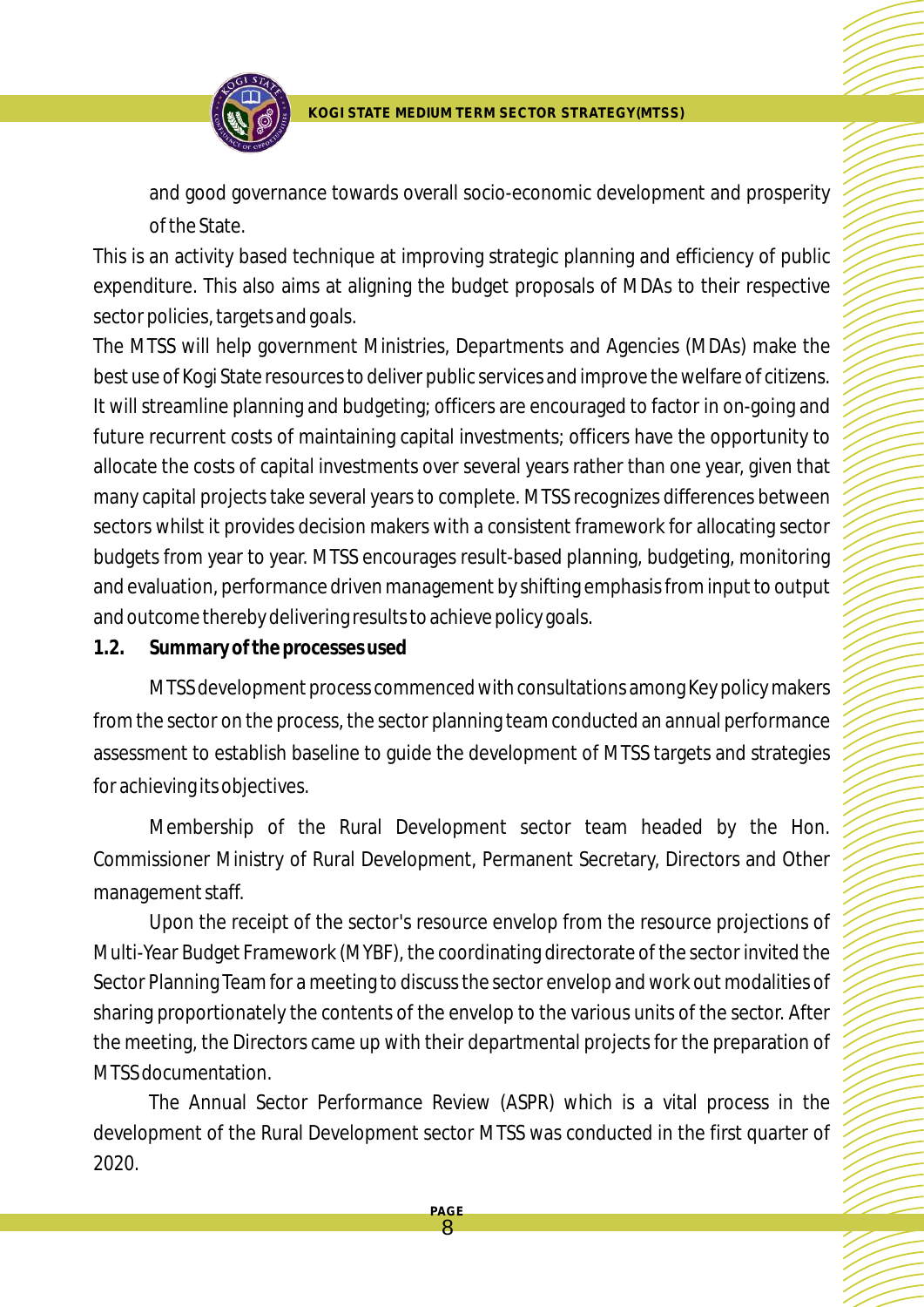and good governance towards overall socio-economic development and prosperity of the State.

This is an activity based technique at improving strategic planning and efficiency of public expenditure. This also aims at aligning the budget proposals of MDAs to their respective sector policies, targets and goals.

The MTSS will help government Ministries, Departments and Agencies (MDAs) make the best use of Kogi State resources to deliver public services and improve the welfare of citizens. It will streamline planning and budgeting; officers are encouraged to factor in on-going and future recurrent costs of maintaining capital investments; officers have the opportunity to allocate the costs of capital investments over several years rather than one year, given that many capital projects take several years to complete. MTSS recognizes differences between sectors whilst it provides decision makers with a consistent framework for allocating sector budgets from year to year. MTSS encourages result-based planning, budgeting, monitoring and evaluation, performance driven management by shifting emphasis from input to output and outcome thereby delivering results to achieve policy goals.

## 1.2. Summary of the processes used

MTSS development process commenced with consultations among Key policy makers from the sector on the process, the sector planning team conducted an annual performance assessment to establish baseline to guide the development of MTSS targets and strategies for achieving its objectives.

Membership of the Rural Development sector team headed by the Hon. Commissioner Ministry of Rural Development, Permanent Secretary, Directors and Other management staff.

Upon the receipt of the sector's resource envelop from the resource projections of Multi-Year Budget Framework (MYBF), the coordinating directorate of the sector invited the Sector Planning Team for a meeting to discuss the sector envelop and work out modalities of sharing proportionately the contents of the envelop to the various units of the sector. After the meeting, the Directors came up with their departmental projects for the preparation of MTSS documentation.

The Annual Sector Performance Review (ASPR) which is a vital process in the development of the Rural Development sector MTSS was conducted in the first quarter of 2020.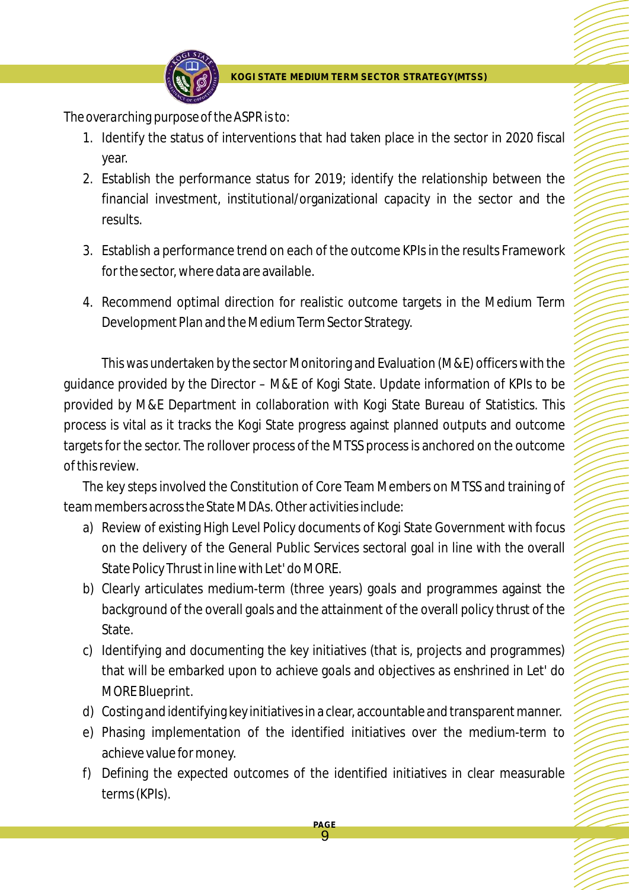The overarching purpose of the ASPR is to:

1. Identify the status of interventions that had taken place in the sector in 2020 fiscal year.
2. Establish the performance status for 2019; identify the relationship between the financial investment, institutional/organizational capacity in the sector and the results.
3. Establish a performance trend on each of the outcome KPIs in the results Framework for the sector, where data are available.
4. Recommend optimal direction for realistic outcome targets in the Medium Term Development Plan and the Medium Term Sector Strategy.

This was undertaken by the sector Monitoring and Evaluation (M&E) officers with the guidance provided by the Director – M&E of Kogi State. Update information of KPIs to be provided by M&E Department in collaboration with Kogi State Bureau of Statistics. This process is vital as it tracks the Kogi State progress against planned outputs and outcome targets for the sector. The rollover process of the MTSS process is anchored on the outcome of this review.

The key steps involved the Constitution of Core Team Members on MTSS and training of team members across the State MDAs. Other activities include:

a) Review of existing High Level Policy documents of Kogi State Government with focus on the delivery of the General Public Services sectoral goal in line with the overall State Policy Thrust in line with Let' do MORE.
b) Clearly articulates medium-term (three years) goals and programmes against the background of the overall goals and the attainment of the overall policy thrust of the State.
c) Identifying and documenting the key initiatives (that is, projects and programmes) that will be embarked upon to achieve goals and objectives as enshrined in Let' do MORE Blueprint.
d) Costing and identifying key initiatives in a clear, accountable and transparent manner.
e) Phasing implementation of the identified initiatives over the medium-term to achieve value for money.
f) Defining the expected outcomes of the identified initiatives in clear measurable terms (KPIs).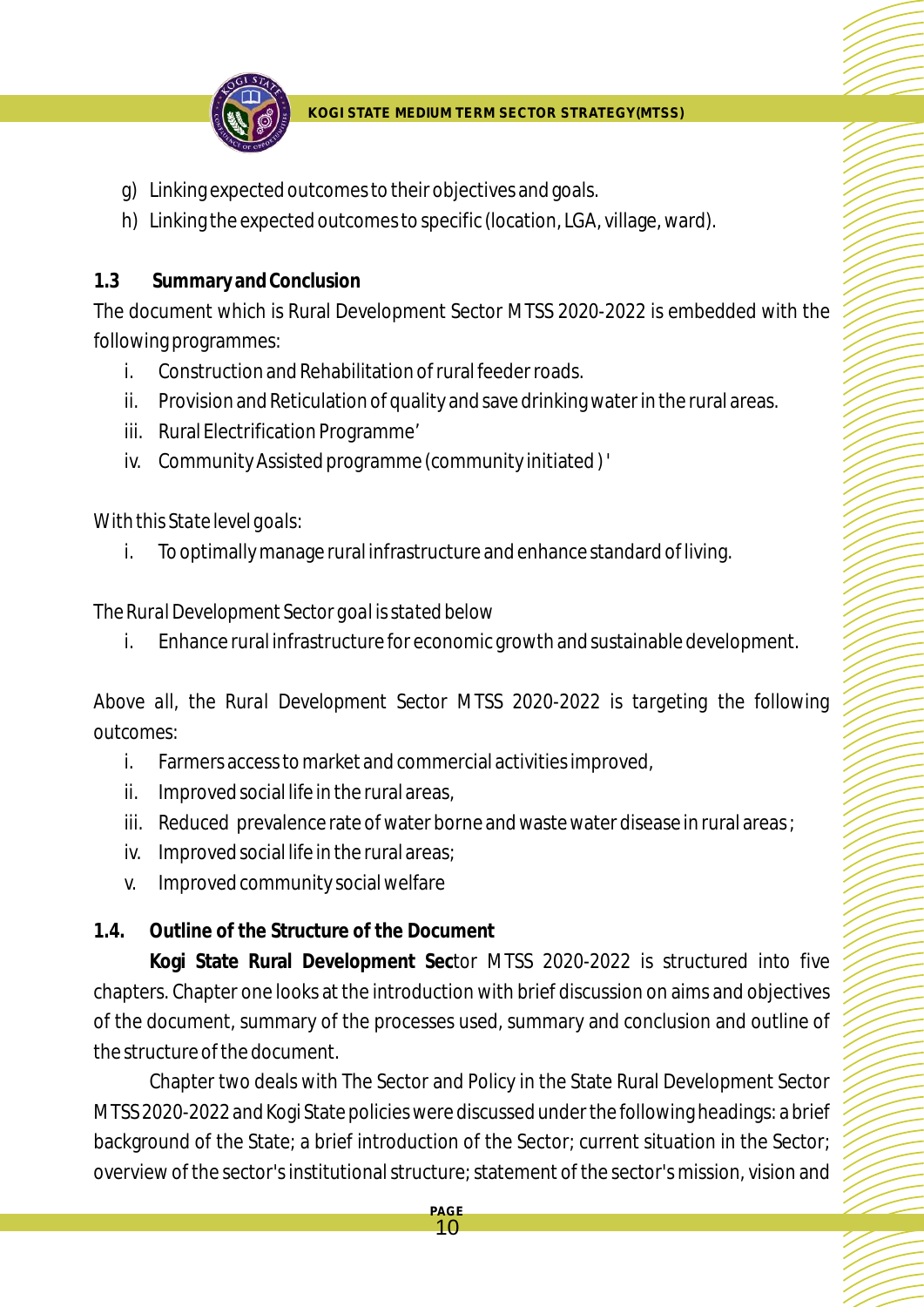g) Linking expected outcomes to their objectives and goals.
h) Linking the expected outcomes to specific (location, LGA, village, ward).

## 1.3 Summary and Conclusion

The document which is Rural Development Sector MTSS 2020-2022 is embedded with the following programmes:

i. Construction and Rehabilitation of rural feeder roads.
ii. Provision and Reticulation of quality and save drinking water in the rural areas.
iii. Rural Electrification Programme'
iv. Community Assisted programme (community initiated ) '

With this State level goals:

i. To optimally manage rural infrastructure and enhance standard of living.

The Rural Development Sector goal is stated below

i. Enhance rural infrastructure for economic growth and sustainable development.

Above all, the Rural Development Sector MTSS 2020-2022 is targeting the following outcomes:

i. Farmers access to market and commercial activities improved,
ii. Improved social life in the rural areas,
iii. Reduced prevalence rate of water borne and waste water disease in rural areas ;
iv. Improved social life in the rural areas;
v. Improved community social welfare

## 1.4. Outline of the Structure of the Document

**Kogi State Rural Development Sec**tor MTSS 2020-2022 is structured into five chapters. Chapter one looks at the introduction with brief discussion on aims and objectives of the document, summary of the processes used, summary and conclusion and outline of the structure of the document.

Chapter two deals with The Sector and Policy in the State Rural Development Sector MTSS 2020-2022 and Kogi State policies were discussed under the following headings: a brief background of the State; a brief introduction of the Sector; current situation in the Sector; overview of the sector's institutional structure; statement of the sector's mission, vision and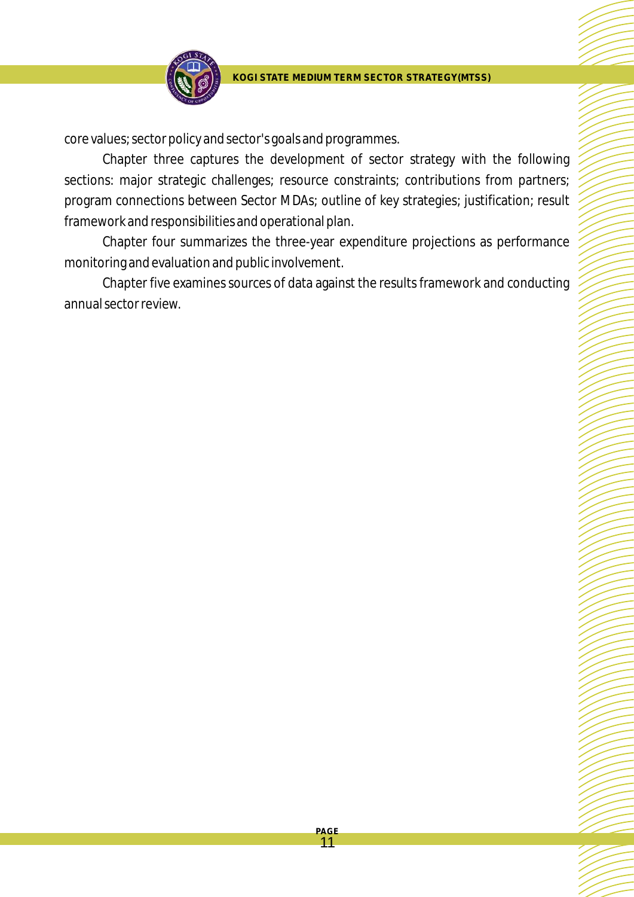core values; sector policy and sector's goals and programmes.

Chapter three captures the development of sector strategy with the following sections: major strategic challenges; resource constraints; contributions from partners; program connections between Sector MDAs; outline of key strategies; justification; result framework and responsibilities and operational plan.

Chapter four summarizes the three-year expenditure projections as performance monitoring and evaluation and public involvement.

Chapter five examines sources of data against the results framework and conducting annual sector review.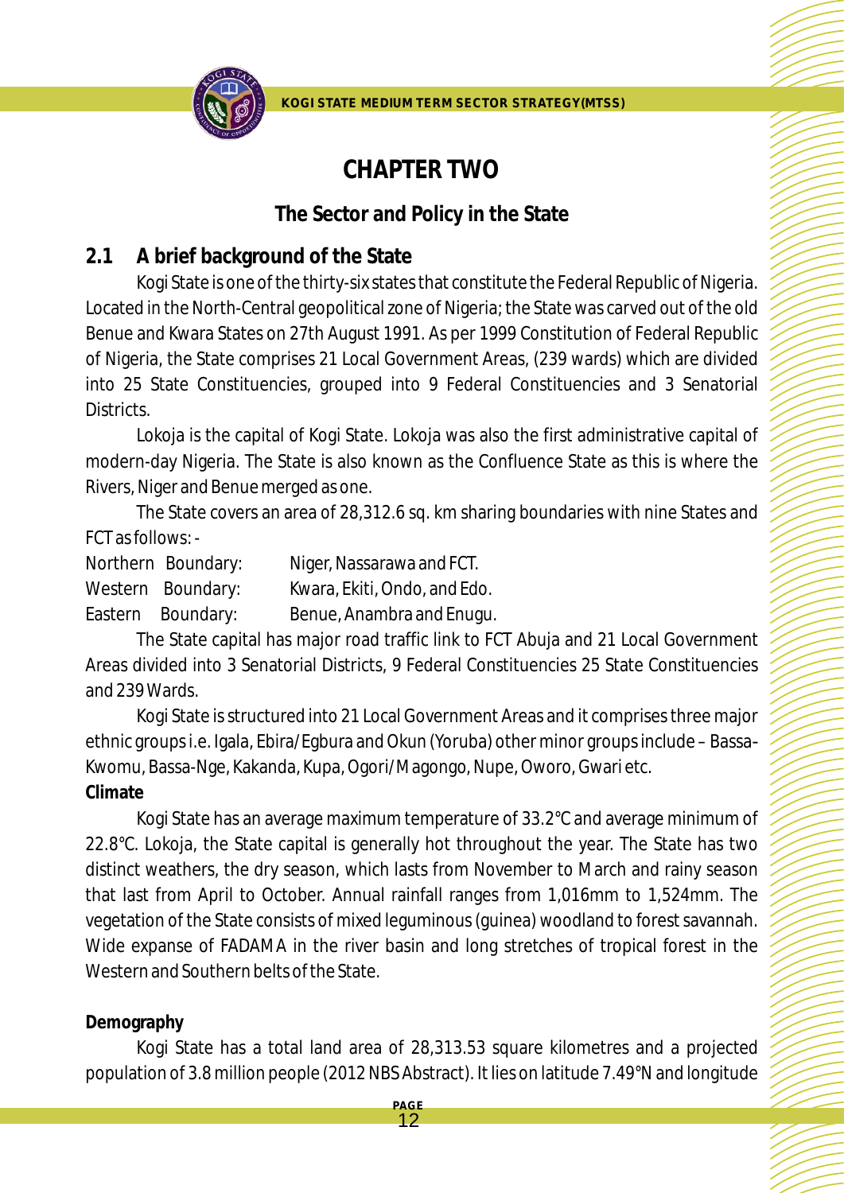# CHAPTER TWO

## The Sector and Policy in the State

### 2.1 A brief background of the State

Kogi State is one of the thirty-six states that constitute the Federal Republic of Nigeria. Located in the North-Central geopolitical zone of Nigeria; the State was carved out of the old Benue and Kwara States on 27th August 1991. As per 1999 Constitution of Federal Republic of Nigeria, the State comprises 21 Local Government Areas, (239 wards) which are divided into 25 State Constituencies, grouped into 9 Federal Constituencies and 3 Senatorial Districts.

Lokoja is the capital of Kogi State. Lokoja was also the first administrative capital of modern-day Nigeria. The State is also known as the Confluence State as this is where the Rivers, Niger and Benue merged as one.

The State covers an area of 28,312.6 sq. km sharing boundaries with nine States and FCT as follows: -

Northern Boundary: Niger, Nassarawa and FCT.
Western Boundary: Kwara, Ekiti, Ondo, and Edo.
Eastern Boundary: Benue, Anambra and Enugu.

The State capital has major road traffic link to FCT Abuja and 21 Local Government Areas divided into 3 Senatorial Districts, 9 Federal Constituencies 25 State Constituencies and 239 Wards.

Kogi State is structured into 21 Local Government Areas and it comprises three major ethnic groups i.e. Igala, Ebira/Egbura and Okun (Yoruba) other minor groups include – Bassa-Kwomu, Bassa-Nge, Kakanda, Kupa, Ogori/Magongo, Nupe, Oworo, Gwari etc.

**Climate**

Kogi State has an average maximum temperature of 33.2°C and average minimum of 22.8°C. Lokoja, the State capital is generally hot throughout the year. The State has two distinct weathers, the dry season, which lasts from November to March and rainy season that last from April to October. Annual rainfall ranges from 1,016mm to 1,524mm. The vegetation of the State consists of mixed leguminous (guinea) woodland to forest savannah. Wide expanse of FADAMA in the river basin and long stretches of tropical forest in the Western and Southern belts of the State.

**Demography**

Kogi State has a total land area of 28,313.53 square kilometres and a projected population of 3.8 million people (2012 NBS Abstract). It lies on latitude 7.49°N and longitude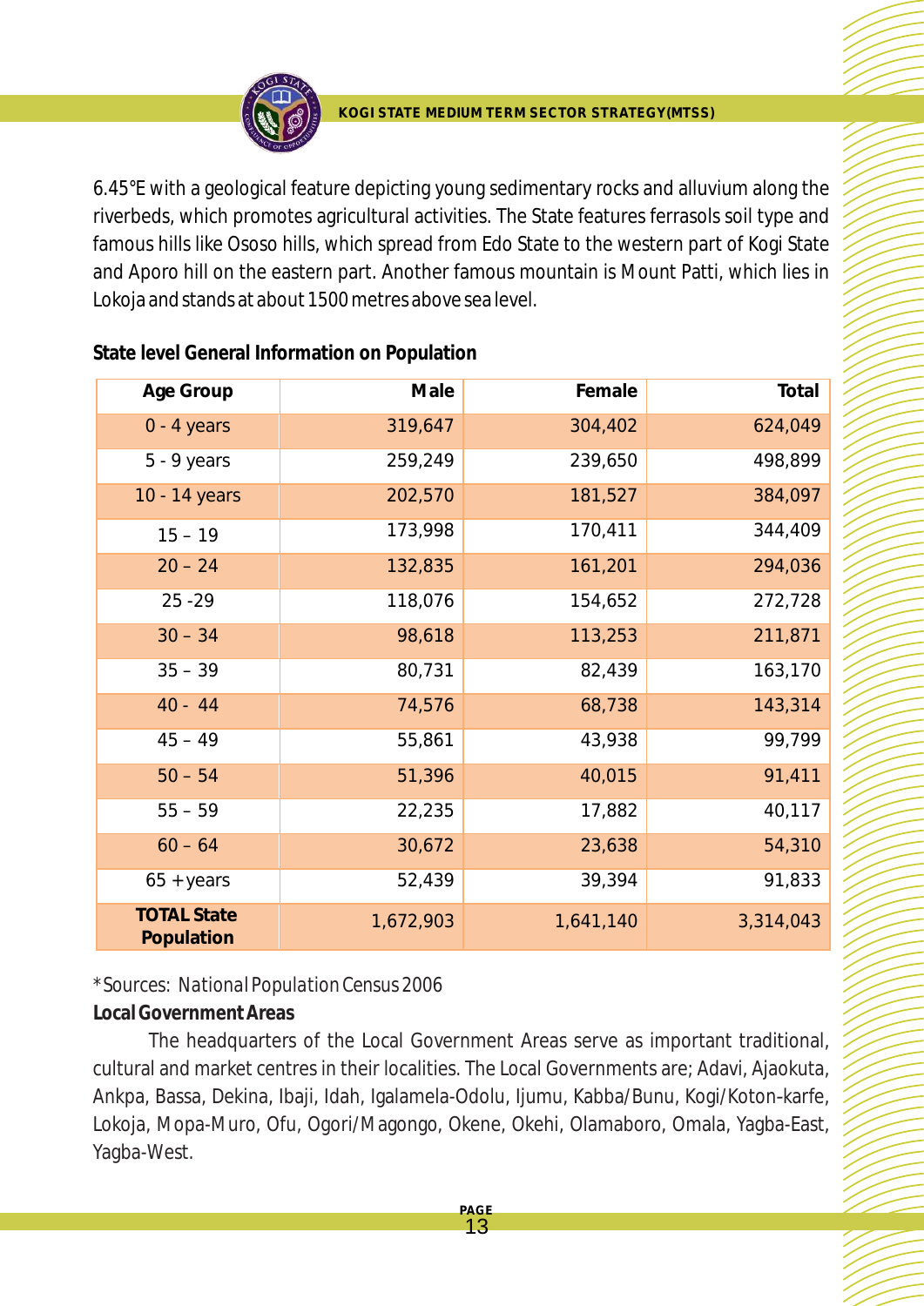6.45°E with a geological feature depicting young sedimentary rocks and alluvium along the riverbeds, which promotes agricultural activities. The State features ferrasols soil type and famous hills like Ososo hills, which spread from Edo State to the western part of Kogi State and Aporo hill on the eastern part. Another famous mountain is Mount Patti, which lies in Lokoja and stands at about 1500 metres above sea level.

**State level General Information on Population**

| Age Group | Male | Female | Total |
|---|---|---|---|
| 0 - 4 years | 319,647 | 304,402 | 624,049 |
| 5 - 9 years | 259,249 | 239,650 | 498,899 |
| 10 - 14 years | 202,570 | 181,527 | 384,097 |
| 15 – 19 | 173,998 | 170,411 | 344,409 |
| 20 – 24 | 132,835 | 161,201 | 294,036 |
| 25 -29 | 118,076 | 154,652 | 272,728 |
| 30 – 34 | 98,618 | 113,253 | 211,871 |
| 35 – 39 | 80,731 | 82,439 | 163,170 |
| 40 - 44 | 74,576 | 68,738 | 143,314 |
| 45 – 49 | 55,861 | 43,938 | 99,799 |
| 50 – 54 | 51,396 | 40,015 | 91,411 |
| 55 – 59 | 22,235 | 17,882 | 40,117 |
| 60 – 64 | 30,672 | 23,638 | 54,310 |
| 65 + years | 52,439 | 39,394 | 91,833 |
| **TOTAL State Population** | 1,672,903 | 1,641,140 | 3,314,043 |

*Sources: National Population Census 2006

**Local Government Areas**

The headquarters of the Local Government Areas serve as important traditional, cultural and market centres in their localities. The Local Governments are; Adavi, Ajaokuta, Ankpa, Bassa, Dekina, Ibaji, Idah, Igalamela-Odolu, Ijumu, Kabba/Bunu, Kogi/Koton-karfe, Lokoja, Mopa-Muro, Ofu, Ogori/Magongo, Okene, Okehi, Olamaboro, Omala, Yagba-East, Yagba-West.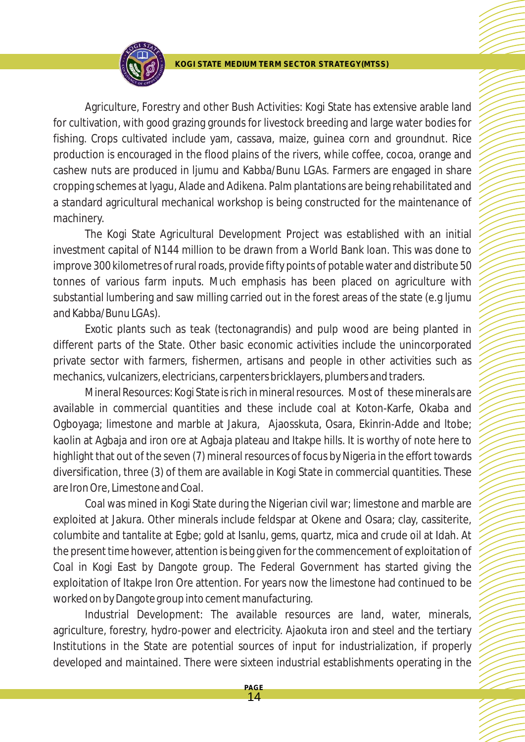Agriculture, Forestry and other Bush Activities: Kogi State has extensive arable land for cultivation, with good grazing grounds for livestock breeding and large water bodies for fishing. Crops cultivated include yam, cassava, maize, guinea corn and groundnut. Rice production is encouraged in the flood plains of the rivers, while coffee, cocoa, orange and cashew nuts are produced in Ijumu and Kabba/Bunu LGAs. Farmers are engaged in share cropping schemes at Iyagu, Alade and Adikena. Palm plantations are being rehabilitated and a standard agricultural mechanical workshop is being constructed for the maintenance of machinery.

The Kogi State Agricultural Development Project was established with an initial investment capital of N144 million to be drawn from a World Bank loan. This was done to improve 300 kilometres of rural roads, provide fifty points of potable water and distribute 50 tonnes of various farm inputs. Much emphasis has been placed on agriculture with substantial lumbering and saw milling carried out in the forest areas of the state (e.g Ijumu and Kabba/Bunu LGAs).

Exotic plants such as teak (tectonagrandis) and pulp wood are being planted in different parts of the State. Other basic economic activities include the unincorporated private sector with farmers, fishermen, artisans and people in other activities such as mechanics, vulcanizers, electricians, carpenters bricklayers, plumbers and traders.

Mineral Resources: Kogi State is rich in mineral resources. Most of these minerals are available in commercial quantities and these include coal at Koton-Karfe, Okaba and Ogboyaga; limestone and marble at Jakura, Ajaosskuta, Osara, Ekinrin-Adde and Itobe; kaolin at Agbaja and iron ore at Agbaja plateau and Itakpe hills. It is worthy of note here to highlight that out of the seven (7) mineral resources of focus by Nigeria in the effort towards diversification, three (3) of them are available in Kogi State in commercial quantities. These are Iron Ore, Limestone and Coal.

Coal was mined in Kogi State during the Nigerian civil war; limestone and marble are exploited at Jakura. Other minerals include feldspar at Okene and Osara; clay, cassiterite, columbite and tantalite at Egbe; gold at Isanlu, gems, quartz, mica and crude oil at Idah. At the present time however, attention is being given for the commencement of exploitation of Coal in Kogi East by Dangote group. The Federal Government has started giving the exploitation of Itakpe Iron Ore attention. For years now the limestone had continued to be worked on by Dangote group into cement manufacturing.

Industrial Development: The available resources are land, water, minerals, agriculture, forestry, hydro-power and electricity. Ajaokuta iron and steel and the tertiary Institutions in the State are potential sources of input for industrialization, if properly developed and maintained. There were sixteen industrial establishments operating in the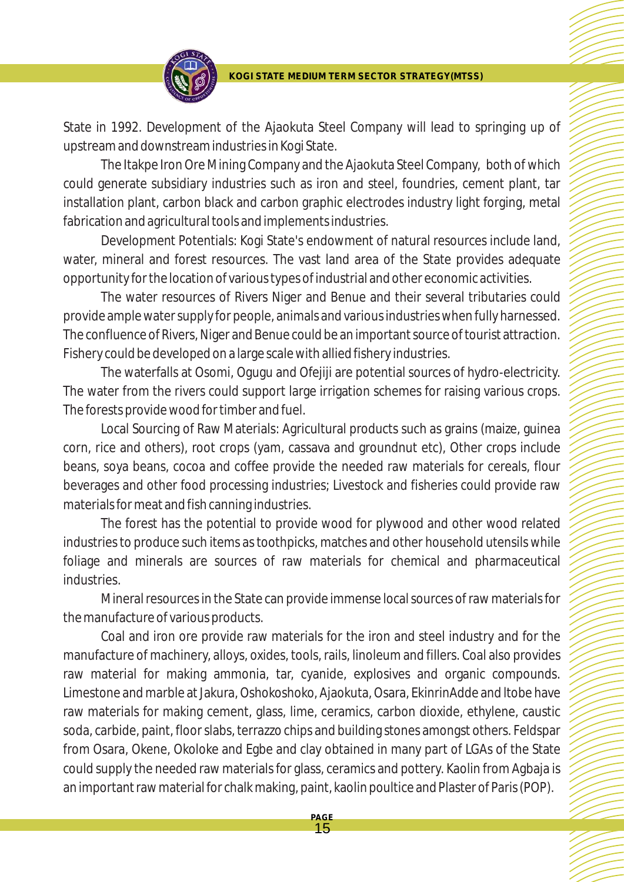State in 1992. Development of the Ajaokuta Steel Company will lead to springing up of upstream and downstream industries in Kogi State.

The Itakpe Iron Ore Mining Company and the Ajaokuta Steel Company, both of which could generate subsidiary industries such as iron and steel, foundries, cement plant, tar installation plant, carbon black and carbon graphic electrodes industry light forging, metal fabrication and agricultural tools and implements industries.

Development Potentials: Kogi State's endowment of natural resources include land, water, mineral and forest resources. The vast land area of the State provides adequate opportunity for the location of various types of industrial and other economic activities.

The water resources of Rivers Niger and Benue and their several tributaries could provide ample water supply for people, animals and various industries when fully harnessed. The confluence of Rivers, Niger and Benue could be an important source of tourist attraction. Fishery could be developed on a large scale with allied fishery industries.

The waterfalls at Osomi, Ogugu and Ofejiji are potential sources of hydro-electricity. The water from the rivers could support large irrigation schemes for raising various crops. The forests provide wood for timber and fuel.

Local Sourcing of Raw Materials: Agricultural products such as grains (maize, guinea corn, rice and others), root crops (yam, cassava and groundnut etc), Other crops include beans, soya beans, cocoa and coffee provide the needed raw materials for cereals, flour beverages and other food processing industries; Livestock and fisheries could provide raw materials for meat and fish canning industries.

The forest has the potential to provide wood for plywood and other wood related industries to produce such items as toothpicks, matches and other household utensils while foliage and minerals are sources of raw materials for chemical and pharmaceutical industries.

Mineral resources in the State can provide immense local sources of raw materials for the manufacture of various products.

Coal and iron ore provide raw materials for the iron and steel industry and for the manufacture of machinery, alloys, oxides, tools, rails, linoleum and fillers. Coal also provides raw material for making ammonia, tar, cyanide, explosives and organic compounds. Limestone and marble at Jakura, Oshokoshoko, Ajaokuta, Osara, EkinrinAdde and Itobe have raw materials for making cement, glass, lime, ceramics, carbon dioxide, ethylene, caustic soda, carbide, paint, floor slabs, terrazzo chips and building stones amongst others. Feldspar from Osara, Okene, Okoloke and Egbe and clay obtained in many part of LGAs of the State could supply the needed raw materials for glass, ceramics and pottery. Kaolin from Agbaja is an important raw material for chalk making, paint, kaolin poultice and Plaster of Paris (POP).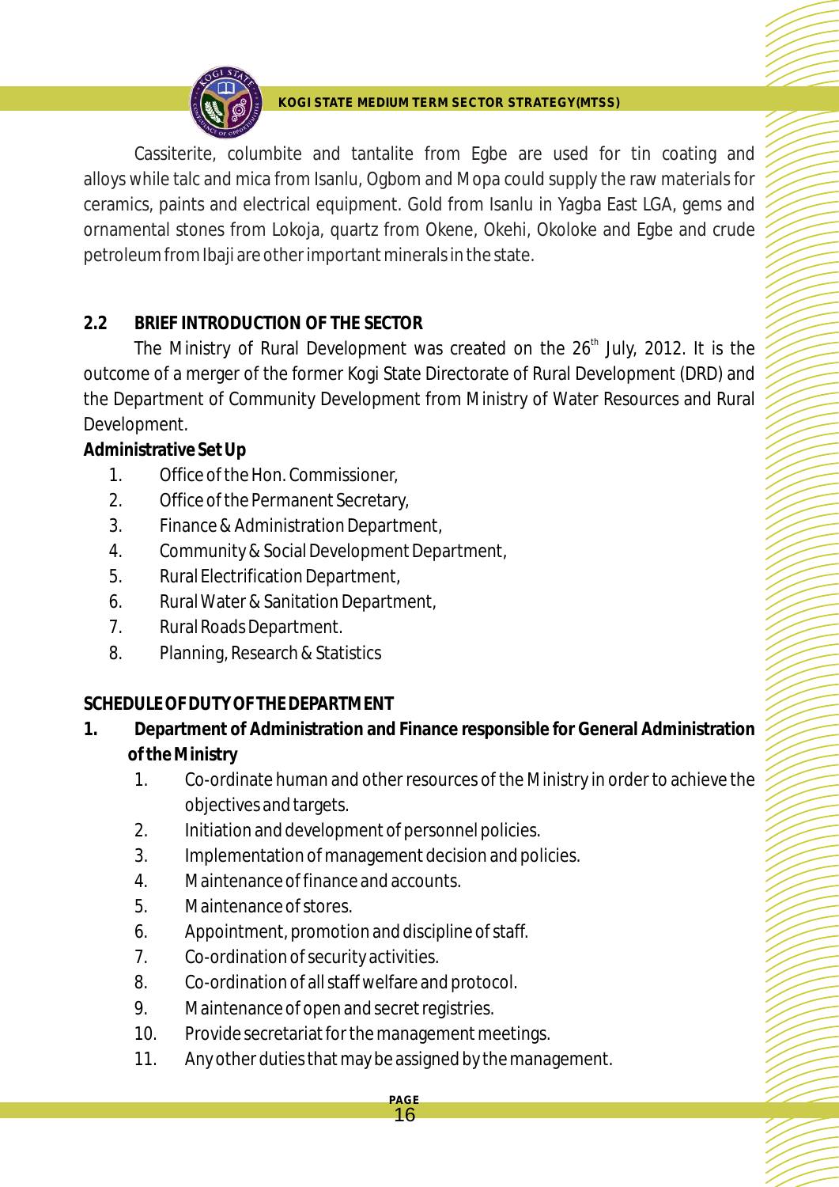Cassiterite, columbite and tantalite from Egbe are used for tin coating and alloys while talc and mica from Isanlu, Ogbom and Mopa could supply the raw materials for ceramics, paints and electrical equipment. Gold from Isanlu in Yagba East LGA, gems and ornamental stones from Lokoja, quartz from Okene, Okehi, Okoloke and Egbe and crude petroleum from Ibaji are other important minerals in the state.

## 2.2 BRIEF INTRODUCTION OF THE SECTOR

The Ministry of Rural Development was created on the 26th July, 2012. It is the outcome of a merger of the former Kogi State Directorate of Rural Development (DRD) and the Department of Community Development from Ministry of Water Resources and Rural Development.

**Administrative Set Up**

1. Office of the Hon. Commissioner,
2. Office of the Permanent Secretary,
3. Finance & Administration Department,
4. Community & Social Development Department,
5. Rural Electrification Department,
6. Rural Water & Sanitation Department,
7. Rural Roads Department.
8. Planning, Research & Statistics

**SCHEDULE OF DUTY OF THE DEPARTMENT**

**1. Department of Administration and Finance responsible for General Administration of the Ministry**

1. Co-ordinate human and other resources of the Ministry in order to achieve the objectives and targets.
2. Initiation and development of personnel policies.
3. Implementation of management decision and policies.
4. Maintenance of finance and accounts.
5. Maintenance of stores.
6. Appointment, promotion and discipline of staff.
7. Co-ordination of security activities.
8. Co-ordination of all staff welfare and protocol.
9. Maintenance of open and secret registries.
10. Provide secretariat for the management meetings.
11. Any other duties that may be assigned by the management.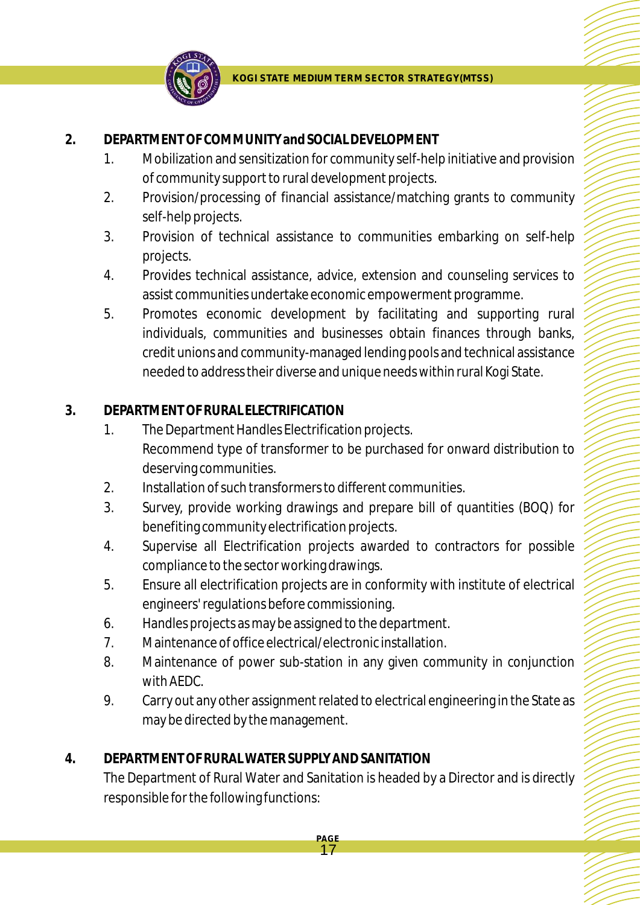## 2. DEPARTMENT OF COMMUNITY and SOCIAL DEVELOPMENT

1. Mobilization and sensitization for community self-help initiative and provision of community support to rural development projects.
2. Provision/processing of financial assistance/matching grants to community self-help projects.
3. Provision of technical assistance to communities embarking on self-help projects.
4. Provides technical assistance, advice, extension and counseling services to assist communities undertake economic empowerment programme.
5. Promotes economic development by facilitating and supporting rural individuals, communities and businesses obtain finances through banks, credit unions and community-managed lending pools and technical assistance needed to address their diverse and unique needs within rural Kogi State.

## 3. DEPARTMENT OF RURAL ELECTRIFICATION

1. The Department Handles Electrification projects.
   Recommend type of transformer to be purchased for onward distribution to deserving communities.
2. Installation of such transformers to different communities.
3. Survey, provide working drawings and prepare bill of quantities (BOQ) for benefiting community electrification projects.
4. Supervise all Electrification projects awarded to contractors for possible compliance to the sector working drawings.
5. Ensure all electrification projects are in conformity with institute of electrical engineers' regulations before commissioning.
6. Handles projects as may be assigned to the department.
7. Maintenance of office electrical/electronic installation.
8. Maintenance of power sub-station in any given community in conjunction with AEDC.
9. Carry out any other assignment related to electrical engineering in the State as may be directed by the management.

## 4. DEPARTMENT OF RURAL WATER SUPPLY AND SANITATION

The Department of Rural Water and Sanitation is headed by a Director and is directly responsible for the following functions: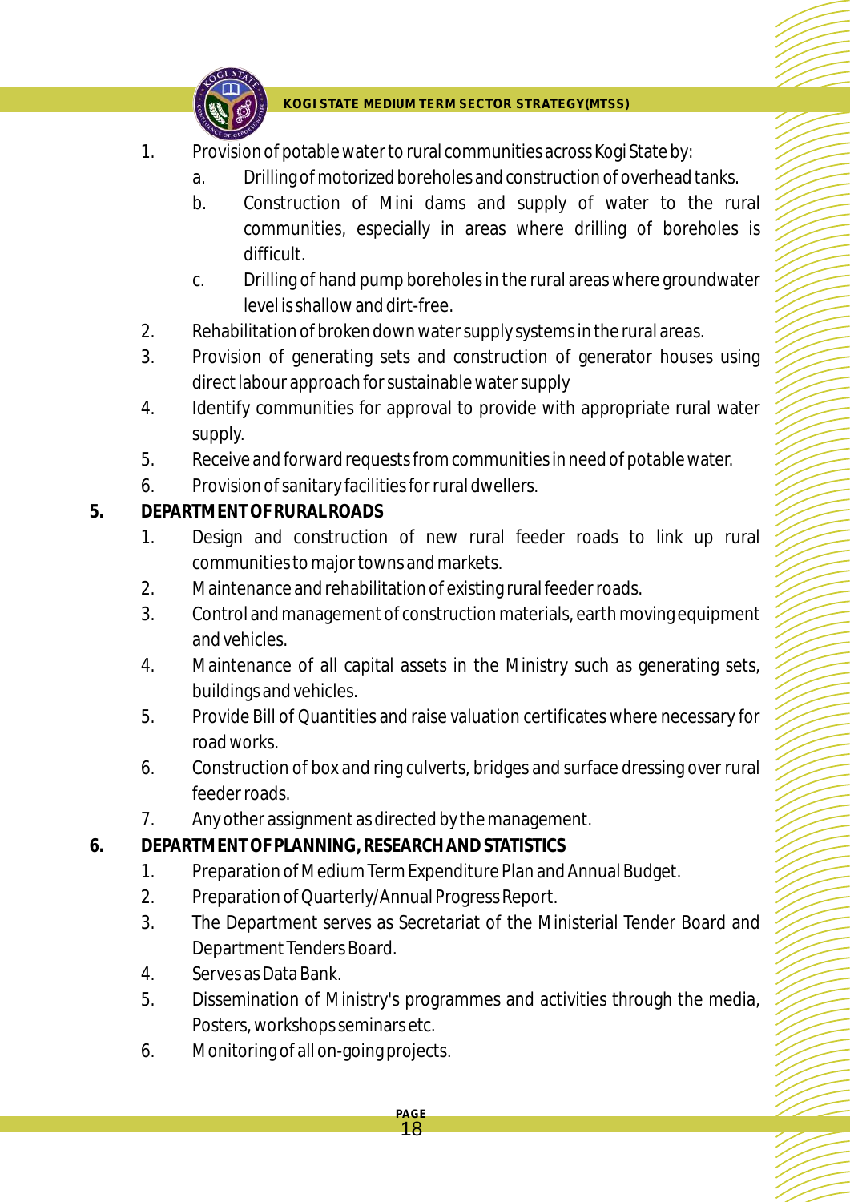1. Provision of potable water to rural communities across Kogi State by:
   a. Drilling of motorized boreholes and construction of overhead tanks.
   b. Construction of Mini dams and supply of water to the rural communities, especially in areas where drilling of boreholes is difficult.
   c. Drilling of hand pump boreholes in the rural areas where groundwater level is shallow and dirt-free.
2. Rehabilitation of broken down water supply systems in the rural areas.
3. Provision of generating sets and construction of generator houses using direct labour approach for sustainable water supply
4. Identify communities for approval to provide with appropriate rural water supply.
5. Receive and forward requests from communities in need of potable water.
6. Provision of sanitary facilities for rural dwellers.

**5. DEPARTMENT OF RURAL ROADS**

1. Design and construction of new rural feeder roads to link up rural communities to major towns and markets.
2. Maintenance and rehabilitation of existing rural feeder roads.
3. Control and management of construction materials, earth moving equipment and vehicles.
4. Maintenance of all capital assets in the Ministry such as generating sets, buildings and vehicles.
5. Provide Bill of Quantities and raise valuation certificates where necessary for road works.
6. Construction of box and ring culverts, bridges and surface dressing over rural feeder roads.
7. Any other assignment as directed by the management.

**6. DEPARTMENT OF PLANNING, RESEARCH AND STATISTICS**

1. Preparation of Medium Term Expenditure Plan and Annual Budget.
2. Preparation of Quarterly/Annual Progress Report.
3. The Department serves as Secretariat of the Ministerial Tender Board and Department Tenders Board.
4. Serves as Data Bank.
5. Dissemination of Ministry's programmes and activities through the media, Posters, workshops seminars etc.
6. Monitoring of all on-going projects.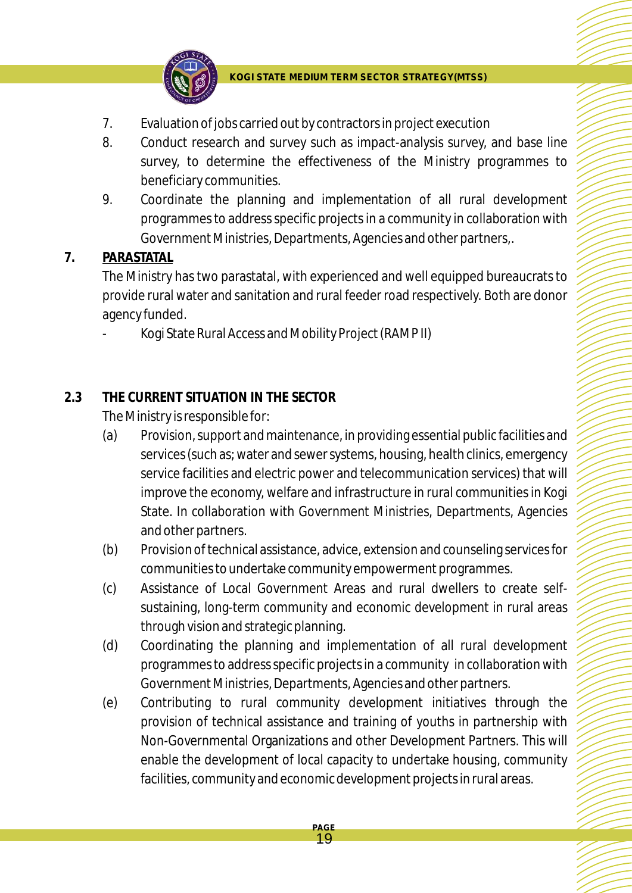7. Evaluation of jobs carried out by contractors in project execution
8. Conduct research and survey such as impact-analysis survey, and base line survey, to determine the effectiveness of the Ministry programmes to beneficiary communities.
9. Coordinate the planning and implementation of all rural development programmes to address specific projects in a community in collaboration with Government Ministries, Departments, Agencies and other partners,.

**7. PARASTATAL**

The Ministry has two parastatal, with experienced and well equipped bureaucrats to provide rural water and sanitation and rural feeder road respectively. Both are donor agency funded.

- Kogi State Rural Access and Mobility Project (RAMP II)

## 2.3 THE CURRENT SITUATION IN THE SECTOR

The Ministry is responsible for:

(a) Provision, support and maintenance, in providing essential public facilities and services (such as; water and sewer systems, housing, health clinics, emergency service facilities and electric power and telecommunication services) that will improve the economy, welfare and infrastructure in rural communities in Kogi State. In collaboration with Government Ministries, Departments, Agencies and other partners.

(b) Provision of technical assistance, advice, extension and counseling services for communities to undertake community empowerment programmes.

(c) Assistance of Local Government Areas and rural dwellers to create self-sustaining, long-term community and economic development in rural areas through vision and strategic planning.

(d) Coordinating the planning and implementation of all rural development programmes to address specific projects in a community in collaboration with Government Ministries, Departments, Agencies and other partners.

(e) Contributing to rural community development initiatives through the provision of technical assistance and training of youths in partnership with Non-Governmental Organizations and other Development Partners. This will enable the development of local capacity to undertake housing, community facilities, community and economic development projects in rural areas.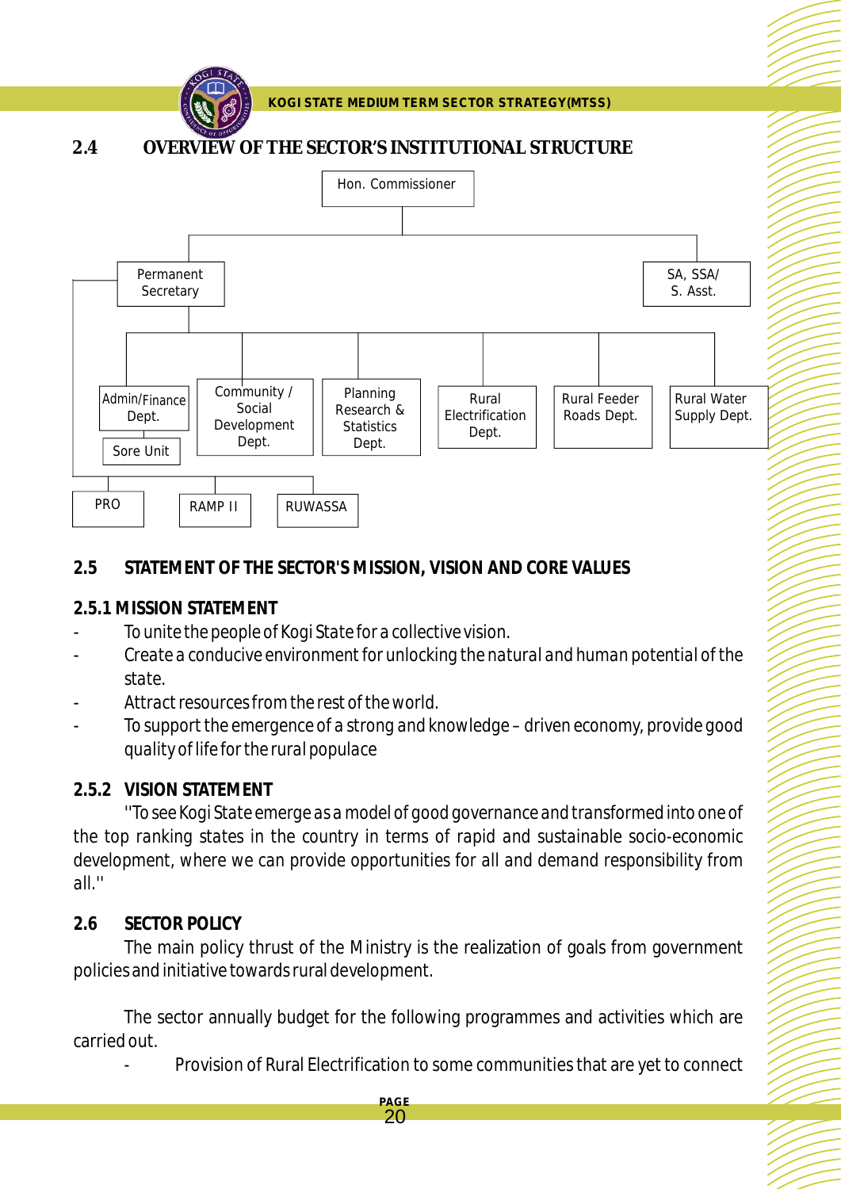## 2.4 OVERVIEW OF THE SECTOR'S INSTITUTIONAL STRUCTURE

Hon. Commissioner

Permanent Secretary

SA, SSA/ S. Asst.

Admin/Finance Dept.

Sore Unit

Community / Social Development Dept.

Planning Research & Statistics Dept.

Rural Electrification Dept.

Rural Feeder Roads Dept.

Rural Water Supply Dept.

PRO

RAMP II

RUWASSA

## 2.5 STATEMENT OF THE SECTOR'S MISSION, VISION AND CORE VALUES

### 2.5.1 MISSION STATEMENT

- To unite the people of Kogi State for a collective vision.
- Create a conducive environment for unlocking the natural and human potential of the state.
- Attract resources from the rest of the world.
- To support the emergence of a strong and knowledge – driven economy, provide good quality of life for the rural populace

### 2.5.2 VISION STATEMENT

''To see Kogi State emerge as a model of good governance and transformed into one of the top ranking states in the country in terms of rapid and sustainable socio-economic development, where we can provide opportunities for all and demand responsibility from all.''

## 2.6 SECTOR POLICY

The main policy thrust of the Ministry is the realization of goals from government policies and initiative towards rural development.

The sector annually budget for the following programmes and activities which are carried out.

- Provision of Rural Electrification to some communities that are yet to connect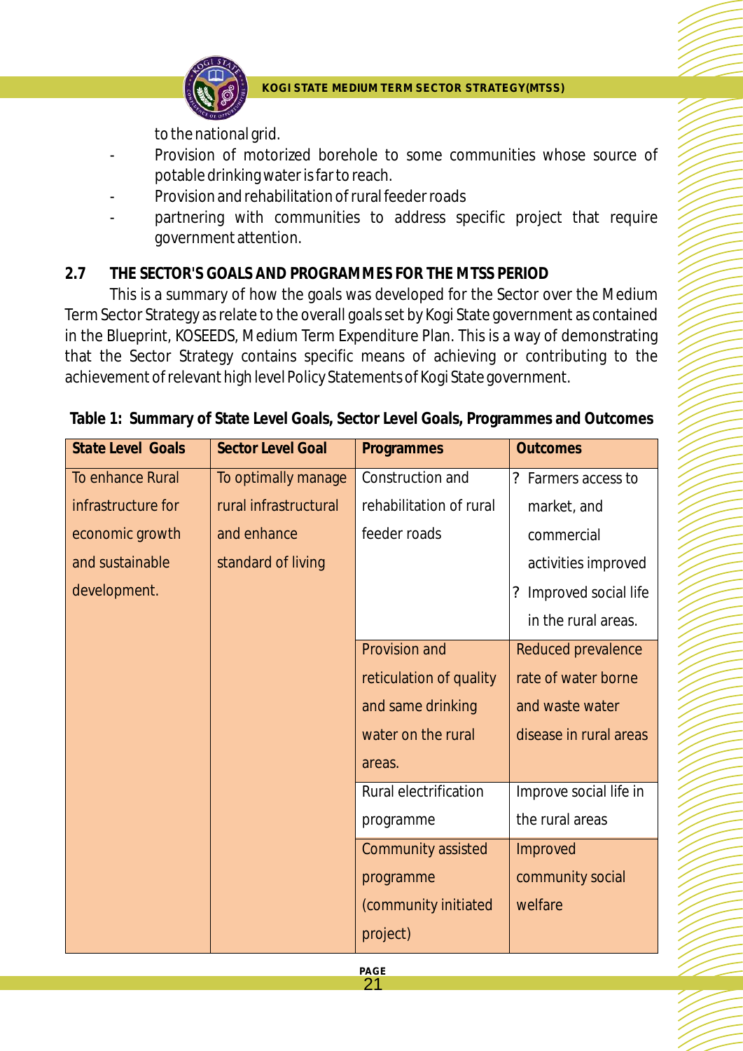to the national grid.

- Provision of motorized borehole to some communities whose source of potable drinking water is far to reach.
- Provision and rehabilitation of rural feeder roads
- partnering with communities to address specific project that require government attention.

## 2.7 THE SECTOR'S GOALS AND PROGRAMMES FOR THE MTSS PERIOD

This is a summary of how the goals was developed for the Sector over the Medium Term Sector Strategy as relate to the overall goals set by Kogi State government as contained in the Blueprint, KOSEEDS, Medium Term Expenditure Plan. This is a way of demonstrating that the Sector Strategy contains specific means of achieving or contributing to the achievement of relevant high level Policy Statements of Kogi State government.

**Table 1: Summary of State Level Goals, Sector Level Goals, Programmes and Outcomes**

| State Level Goals | Sector Level Goal | Programmes | Outcomes |
|---|---|---|---|
| To enhance Rural infrastructure for economic growth and sustainable development. | To optimally manage rural infrastructural and enhance standard of living | Construction and rehabilitation of rural feeder roads | ? Farmers access to market, and commercial activities improved<br>? Improved social life in the rural areas. |
| | | Provision and reticulation of quality and same drinking water on the rural areas. | Reduced prevalence rate of water borne and waste water disease in rural areas |
| | | Rural electrification programme | Improve social life in the rural areas |
| | | Community assisted programme (community initiated project) | Improved community social welfare |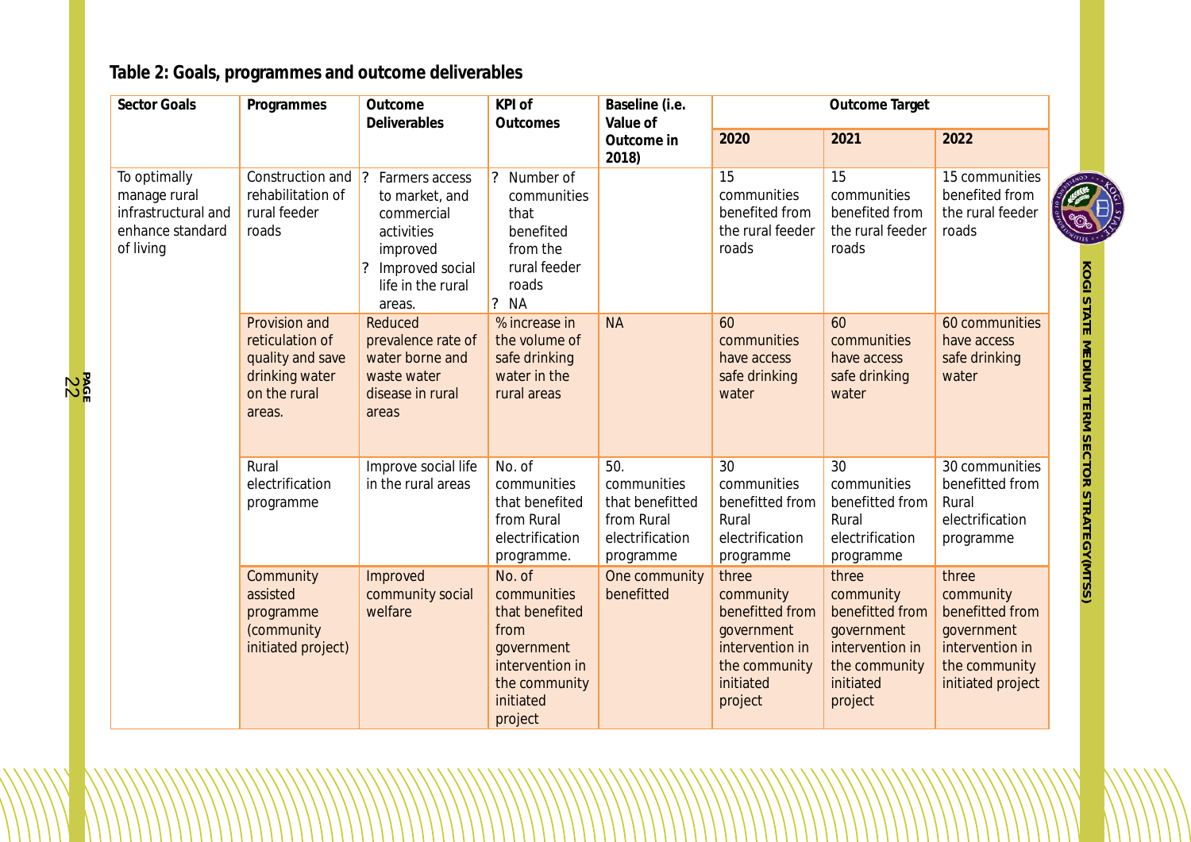### Table 2: Goals, programmes and outcome deliverables

| Sector Goals | Programmes | Outcome Deliverables | KPI of Outcomes | Baseline (i.e. Value of Outcome in 2018) | Outcome Target | | |
|---|---|---|---|---|---|---|---|
| | | | | | 2020 | 2021 | 2022 |
| To optimally manage rural infrastructural and enhance standard of living | Construction and rehabilitation of rural feeder roads | ? Farmers access to market, and commercial activities improved<br>? Improved social life in the rural areas. | ? Number of communities that benefited from the rural feeder roads<br>? NA | | 15 communities benefited from the rural feeder roads | 15 communities benefited from the rural feeder roads | 15 communities benefited from the rural feeder roads |
| | Provision and reticulation of quality and save drinking water on the rural areas. | Reduced prevalence rate of water borne and waste water disease in rural areas | % increase in the volume of safe drinking water in the rural areas | NA | 60 communities have access safe drinking water | 60 communities have access safe drinking water | 60 communities have access safe drinking water |
| | Rural electrification programme | Improve social life in the rural areas | No. of communities that benefited from Rural electrification programme. | 50. communities that benefitted from Rural electrification programme | 30 communities benefitted from Rural electrification programme | 30 communities benefitted from Rural electrification programme | 30 communities benefitted from Rural electrification programme |
| | Community assisted programme (community initiated project) | Improved community social welfare | No. of communities that benefited from government intervention in the community initiated project | One community benefitted | three community benefitted from government intervention in the community initiated project | three community benefitted from government intervention in the community initiated project | three community benefitted from government intervention in the community initiated project |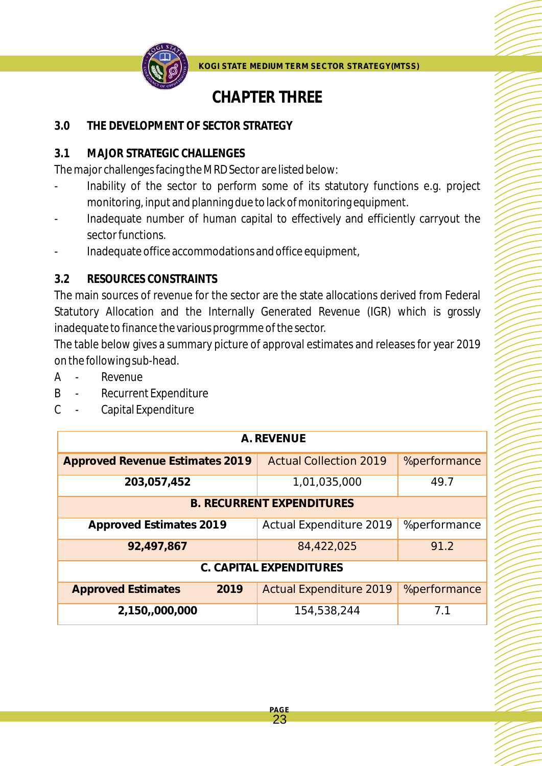# CHAPTER THREE

## 3.0 THE DEVELOPMENT OF SECTOR STRATEGY

### 3.1 MAJOR STRATEGIC CHALLENGES

The major challenges facing the MRD Sector are listed below:

- Inability of the sector to perform some of its statutory functions e.g. project monitoring, input and planning due to lack of monitoring equipment.
- Inadequate number of human capital to effectively and efficiently carryout the sector functions.
- Inadequate office accommodations and office equipment,

### 3.2 RESOURCES CONSTRAINTS

The main sources of revenue for the sector are the state allocations derived from Federal Statutory Allocation and the Internally Generated Revenue (IGR) which is grossly inadequate to finance the various progrmme of the sector.

The table below gives a summary picture of approval estimates and releases for year 2019 on the following sub-head.

A - Revenue

B - Recurrent Expenditure

C - Capital Expenditure

| **A. REVENUE** | | |
|---|---|---|
| **Approved Revenue Estimates 2019** | Actual Collection 2019 | %performance |
| **203,057,452** | 1,01,035,000 | 49.7 |
| **B. RECURRENT EXPENDITURES** | | |
| **Approved Estimates 2019** | Actual Expenditure 2019 | %performance |
| **92,497,867** | 84,422,025 | 91.2 |
| **C. CAPITAL EXPENDITURES** | | |
| **Approved Estimates 2019** | Actual Expenditure 2019 | %performance |
| **2,150,,000,000** | 154,538,244 | 7.1 |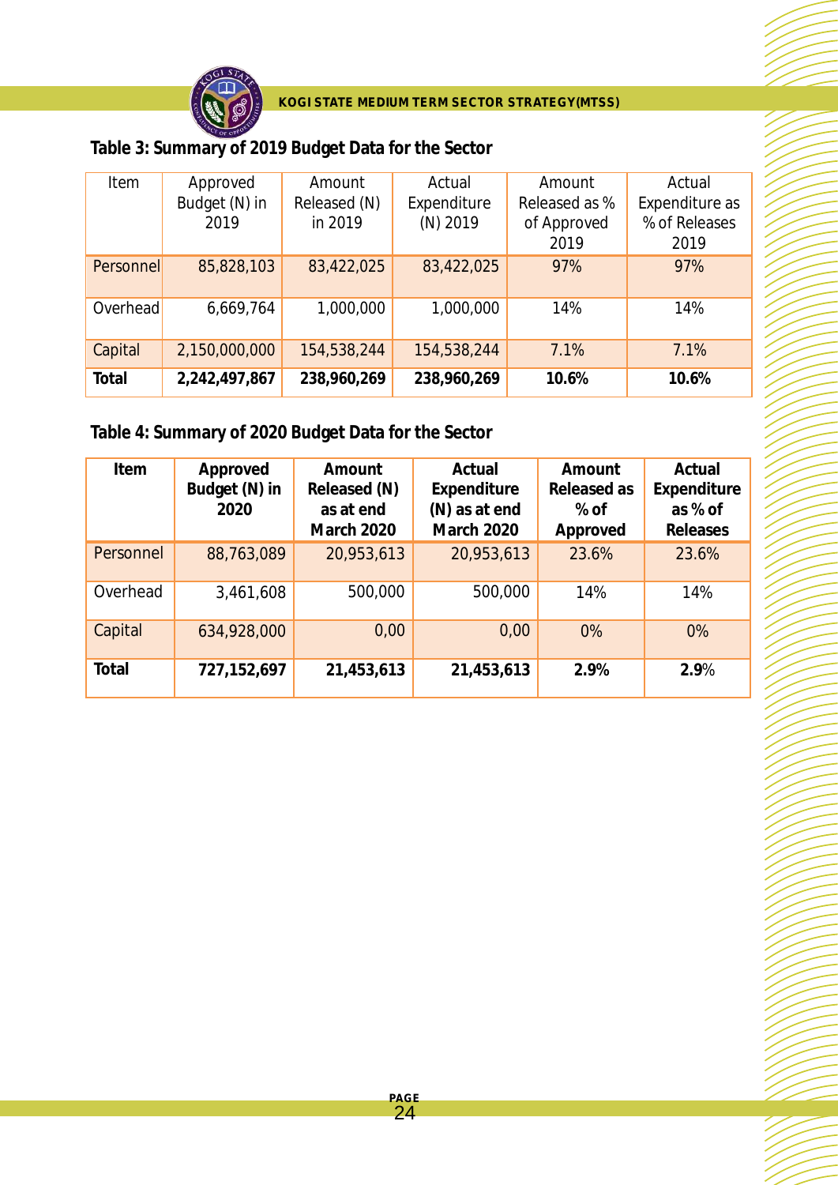**Table 3: Summary of 2019 Budget Data for the Sector**

| Item | Approved Budget (N) in 2019 | Amount Released (N) in 2019 | Actual Expenditure (N) 2019 | Amount Released as % of Approved 2019 | Actual Expenditure as % of Releases 2019 |
|---|---|---|---|---|---|
| Personnel | 85,828,103 | 83,422,025 | 83,422,025 | 97% | 97% |
| Overhead | 6,669,764 | 1,000,000 | 1,000,000 | 14% | 14% |
| Capital | 2,150,000,000 | 154,538,244 | 154,538,244 | 7.1% | 7.1% |
| **Total** | **2,242,497,867** | **238,960,269** | **238,960,269** | **10.6%** | **10.6%** |

**Table 4: Summary of 2020 Budget Data for the Sector**

| Item | Approved Budget (N) in 2020 | Amount Released (N) as at end March 2020 | Actual Expenditure (N) as at end March 2020 | Amount Released as % of Approved | Actual Expenditure as % of Releases |
|---|---|---|---|---|---|
| Personnel | 88,763,089 | 20,953,613 | 20,953,613 | 23.6% | 23.6% |
| Overhead | 3,461,608 | 500,000 | 500,000 | 14% | 14% |
| Capital | 634,928,000 | 0,00 | 0,00 | 0% | 0% |
| **Total** | **727,152,697** | **21,453,613** | **21,453,613** | **2.9%** | **2.9**% |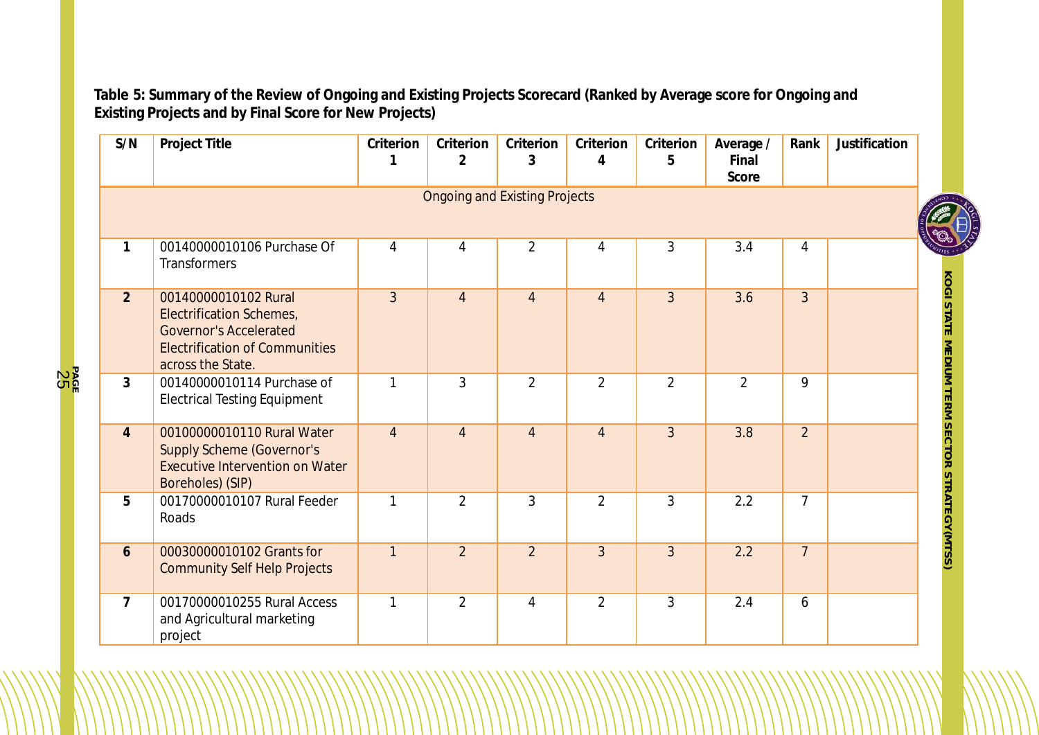**Table 5: Summary of the Review of Ongoing and Existing Projects Scorecard (Ranked by Average score for Ongoing and Existing Projects and by Final Score for New Projects)**

| S/N | Project Title | Criterion 1 | Criterion 2 | Criterion 3 | Criterion 4 | Criterion 5 | Average / Final Score | Rank | Justification |
|---|---|---|---|---|---|---|---|---|---|
| Ongoing and Existing Projects | | | | | | | | | |
| 1 | 00140000010106 Purchase Of Transformers | 4 | 4 | 2 | 4 | 3 | 3.4 | 4 | |
| 2 | 00140000010102 Rural Electrification Schemes, Governor's Accelerated Electrification of Communities across the State. | 3 | 4 | 4 | 4 | 3 | 3.6 | 3 | |
| 3 | 00140000010114 Purchase of Electrical Testing Equipment | 1 | 3 | 2 | 2 | 2 | 2 | 9 | |
| 4 | 00100000010110 Rural Water Supply Scheme (Governor's Executive Intervention on Water Boreholes) (SIP) | 4 | 4 | 4 | 4 | 3 | 3.8 | 2 | |
| 5 | 00170000010107 Rural Feeder Roads | 1 | 2 | 3 | 2 | 3 | 2.2 | 7 | |
| 6 | 00030000010102 Grants for Community Self Help Projects | 1 | 2 | 2 | 3 | 3 | 2.2 | 7 | |
| 7 | 00170000010255 Rural Access and Agricultural marketing project | 1 | 2 | 4 | 2 | 3 | 2.4 | 6 | |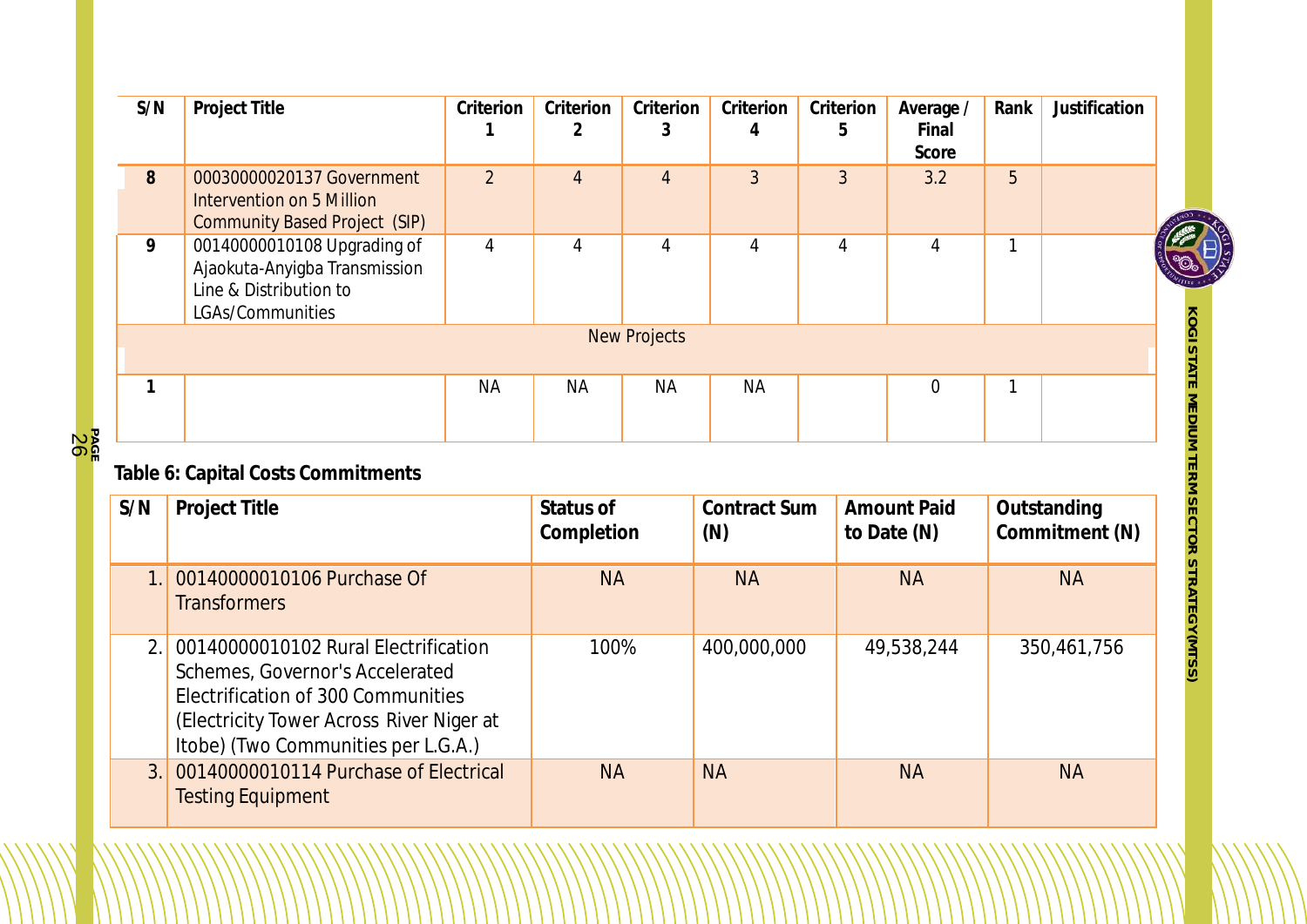| S/N | Project Title | Criterion 1 | Criterion 2 | Criterion 3 | Criterion 4 | Criterion 5 | Average / Final Score | Rank | Justification |
|---|---|---|---|---|---|---|---|---|---|
| 8 | 00030000020137 Government Intervention on 5 Million Community Based Project (SIP) | 2 | 4 | 4 | 3 | 3 | 3.2 | 5 | |
| 9 | 00140000010108 Upgrading of Ajaokuta-Anyigba Transmission Line & Distribution to LGAs/Communities | 4 | 4 | 4 | 4 | 4 | 4 | 1 | |
| | New Projects | | | | | | | | |
| 1 | | NA | NA | NA | NA | | 0 | 1 | |

**Table 6: Capital Costs Commitments**

| S/N | Project Title | Status of Completion | Contract Sum (N) | Amount Paid to Date (N) | Outstanding Commitment (N) |
|---|---|---|---|---|---|
| 1. | 00140000010106 Purchase Of Transformers | NA | NA | NA | NA |
| 2. | 00140000010102 Rural Electrification Schemes, Governor's Accelerated Electrification of 300 Communities (Electricity Tower Across River Niger at Itobe) (Two Communities per L.G.A.) | 100% | 400,000,000 | 49,538,244 | 350,461,756 |
| 3. | 00140000010114 Purchase of Electrical Testing Equipment | NA | NA | NA | NA |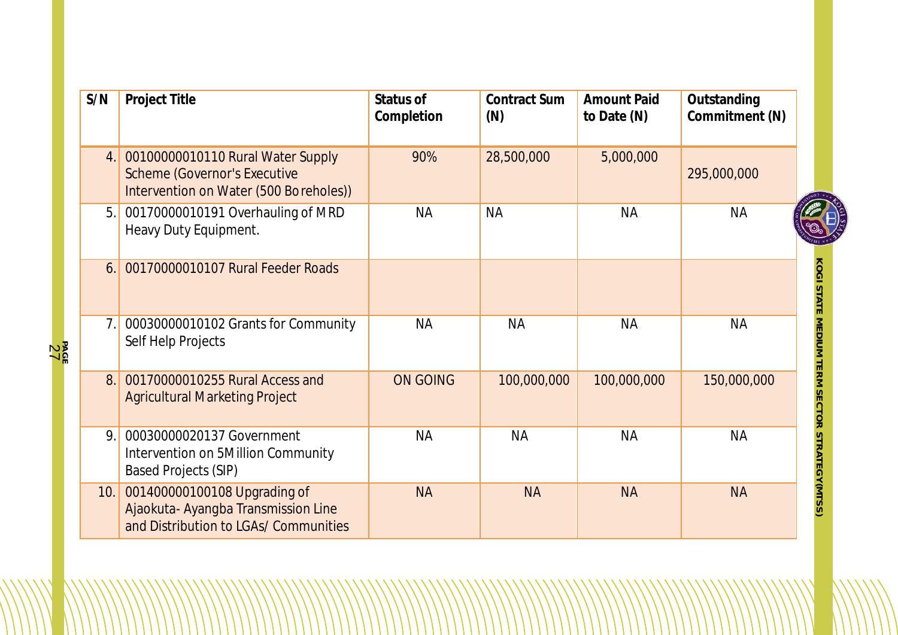| S/N | Project Title | Status of Completion | Contract Sum (N) | Amount Paid to Date (N) | Outstanding Commitment (N) |
|---|---|---|---|---|---|
| 4. | 00100000010110 Rural Water Supply Scheme (Governor's Executive Intervention on Water (500 Boreholes)) | 90% | 28,500,000 | 5,000,000 | 295,000,000 |
| 5. | 00170000010191 Overhauling of MRD Heavy Duty Equipment. | NA | NA | NA | NA |
| 6. | 00170000010107 Rural Feeder Roads | | | | |
| 7. | 00030000010102 Grants for Community Self Help Projects | NA | NA | NA | NA |
| 8. | 00170000010255 Rural Access and Agricultural Marketing Project | ON GOING | 100,000,000 | 100,000,000 | 150,000,000 |
| 9. | 00030000020137 Government Intervention on 5Million Community Based Projects (SIP) | NA | NA | NA | NA |
| 10. | 001400000100108 Upgrading of Ajaokuta- Ayangba Transmission Line and Distribution to LGAs/ Communities | NA | NA | NA | NA |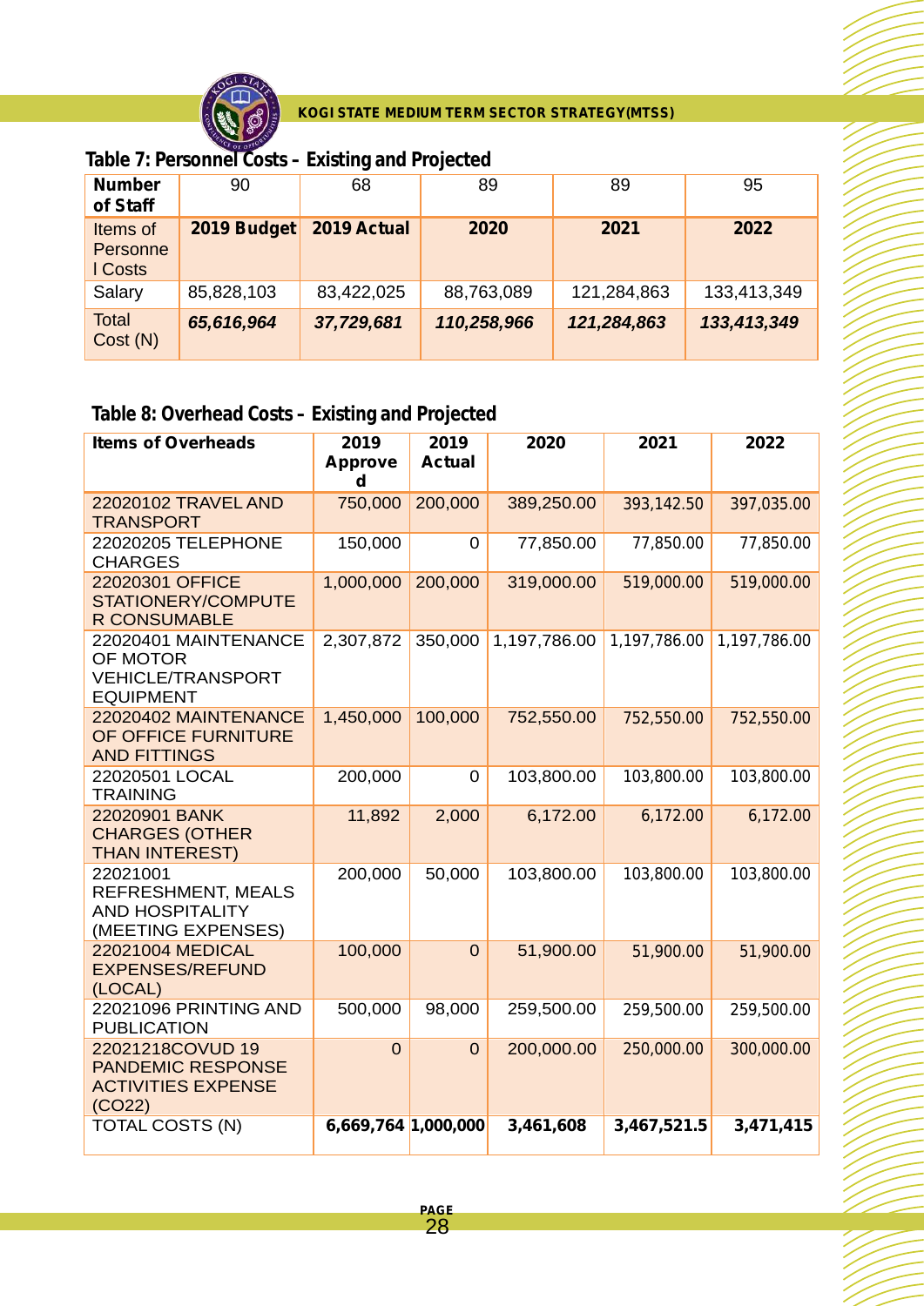### Table 7: Personnel Costs – Existing and Projected

| **Number of Staff** | 90 | 68 | 89 | 89 | 95 |
|---|---|---|---|---|---|
| Items of Personnel Costs | **2019 Budget** | **2019 Actual** | **2020** | **2021** | **2022** |
| Salary | 85,828,103 | 83,422,025 | 88,763,089 | 121,284,863 | 133,413,349 |
| Total Cost (N) | ***65,616,964*** | ***37,729,681*** | ***110,258,966*** | ***121,284,863*** | ***133,413,349*** |

### Table 8: Overhead Costs – Existing and Projected

| **Items of Overheads** | **2019 Approved** | **2019 Actual** | **2020** | **2021** | **2022** |
|---|---|---|---|---|---|
| 22020102 TRAVEL AND TRANSPORT | 750,000 | 200,000 | 389,250.00 | 393,142.50 | 397,035.00 |
| 22020205 TELEPHONE CHARGES | 150,000 | 0 | 77,850.00 | 77,850.00 | 77,850.00 |
| 22020301 OFFICE STATIONERY/COMPUTER CONSUMABLE | 1,000,000 | 200,000 | 319,000.00 | 519,000.00 | 519,000.00 |
| 22020401 MAINTENANCE OF MOTOR VEHICLE/TRANSPORT EQUIPMENT | 2,307,872 | 350,000 | 1,197,786.00 | 1,197,786.00 | 1,197,786.00 |
| 22020402 MAINTENANCE OF OFFICE FURNITURE AND FITTINGS | 1,450,000 | 100,000 | 752,550.00 | 752,550.00 | 752,550.00 |
| 22020501 LOCAL TRAINING | 200,000 | 0 | 103,800.00 | 103,800.00 | 103,800.00 |
| 22020901 BANK CHARGES (OTHER THAN INTEREST) | 11,892 | 2,000 | 6,172.00 | 6,172.00 | 6,172.00 |
| 22021001 REFRESHMENT, MEALS AND HOSPITALITY (MEETING EXPENSES) | 200,000 | 50,000 | 103,800.00 | 103,800.00 | 103,800.00 |
| 22021004 MEDICAL EXPENSES/REFUND (LOCAL) | 100,000 | 0 | 51,900.00 | 51,900.00 | 51,900.00 |
| 22021096 PRINTING AND PUBLICATION | 500,000 | 98,000 | 259,500.00 | 259,500.00 | 259,500.00 |
| 22021218COVUD 19 PANDEMIC RESPONSE ACTIVITIES EXPENSE (CO22) | 0 | 0 | 200,000.00 | 250,000.00 | 300,000.00 |
| TOTAL COSTS (N) | **6,669,764** | **1,000,000** | **3,461,608** | **3,467,521.5** | **3,471,415** |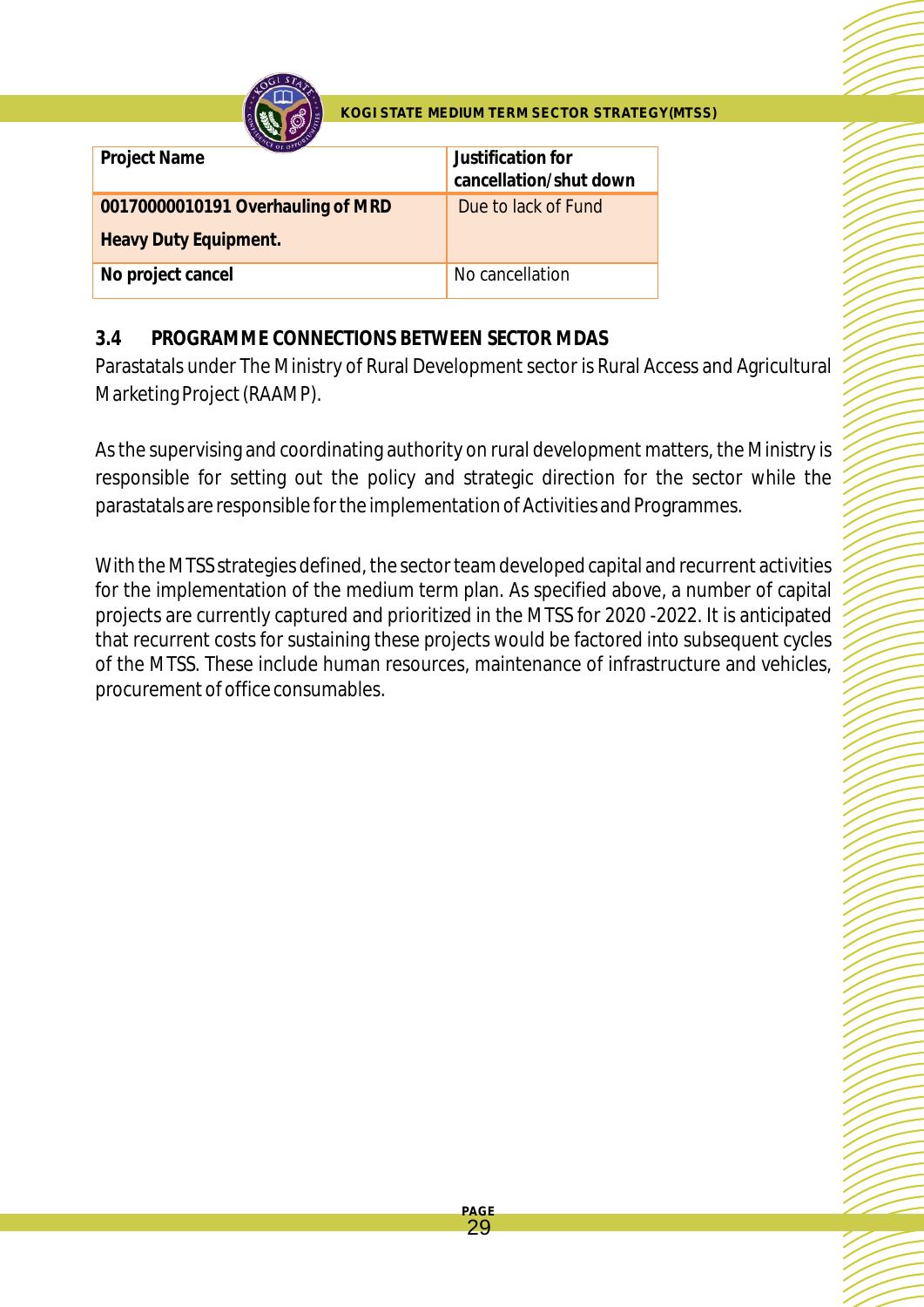| Project Name | Justification for cancellation/shut down |
|---|---|
| **00170000010191 Overhauling of MRD Heavy Duty Equipment.** | Due to lack of Fund |
| **No project cancel** | No cancellation |

### 3.4 PROGRAMME CONNECTIONS BETWEEN SECTOR MDAS

Parastatals under The Ministry of Rural Development sector is Rural Access and Agricultural Marketing Project (RAAMP).

As the supervising and coordinating authority on rural development matters, the Ministry is responsible for setting out the policy and strategic direction for the sector while the parastatals are responsible for the implementation of Activities and Programmes.

With the MTSS strategies defined, the sector team developed capital and recurrent activities for the implementation of the medium term plan. As specified above, a number of capital projects are currently captured and prioritized in the MTSS for 2020 -2022. It is anticipated that recurrent costs for sustaining these projects would be factored into subsequent cycles of the MTSS. These include human resources, maintenance of infrastructure and vehicles, procurement of office consumables.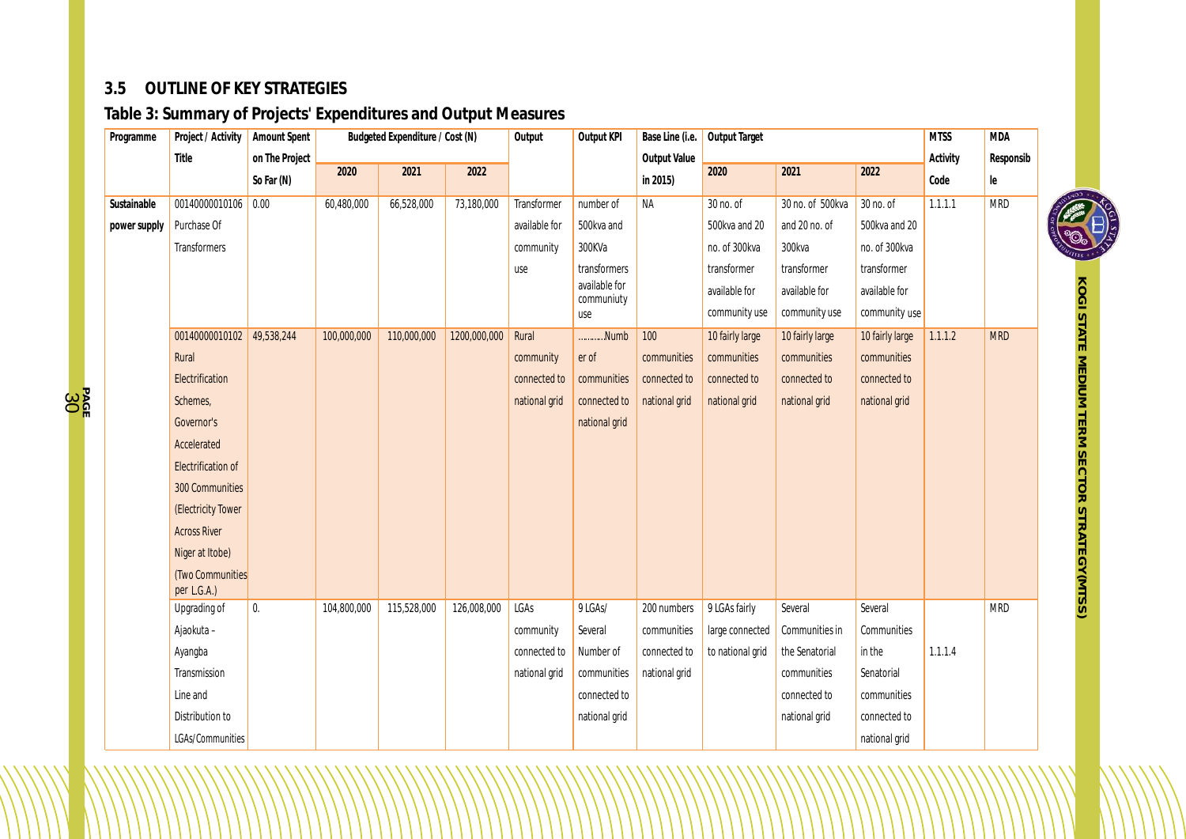## 3.5 OUTLINE OF KEY STRATEGIES

### Table 3: Summary of Projects' Expenditures and Output Measures

| Programme | Project / Activity Title | Amount Spent on The Project So Far (N) | Budgeted Expenditure / Cost (N) | | | Output | Output KPI | Base Line (i.e. Output Value in 2015) | Output Target | | | MTSS Activity Code | MDA Responsible |
|---|---|---|---|---|---|---|---|---|---|---|---|---|---|
| | | | 2020 | 2021 | 2022 | | | | 2020 | 2021 | 2022 | | |
| Sustainable power supply | 00140000010106 Purchase Of Transformers | 0.00 | 60,480,000 | 66,528,000 | 73,180,000 | Transformer available for community use | number of 500kva and 300KVa transformers available for communiuty use | NA | 30 no. of 500kva and 20 no. of 300kva transformer available for community use | 30 no. of 500kva and 20 no. of 300kva transformer available for community use | 30 no. of 500kva and 20 no. of 300kva transformer available for community use | 1.1.1.1 | MRD |
| | 00140000010102 Rural Electrification Schemes, Governor's Accelerated Electrification of 300 Communities (Electricity Tower Across River Niger at Itobe) (Two Communities per L.G.A.) | 49,538,244 | 100,000,000 | 110,000,000 | 1200,000,000 | Rural community connected to national grid | .........Number of communities connected to national grid | 100 communities connected to national grid | 10 fairly large communities connected to national grid | 10 fairly large communities connected to national grid | 10 fairly large communities connected to national grid | 1.1.1.2 | MRD |
| | Upgrading of Ajaokuta – Ayangba Transmission Line and Distribution to LGAs/Communities | 0. | 104,800,000 | 115,528,000 | 126,008,000 | LGAs community connected to national grid | 9 LGAs/ Several Number of communities connected to national grid | 200 numbers communities connected to national grid | 9 LGAs fairly large connected to national grid | Several Communities in the Senatorial communities connected to national grid | Several Communities in the Senatorial communities connected to national grid | 1.1.1.4 | MRD |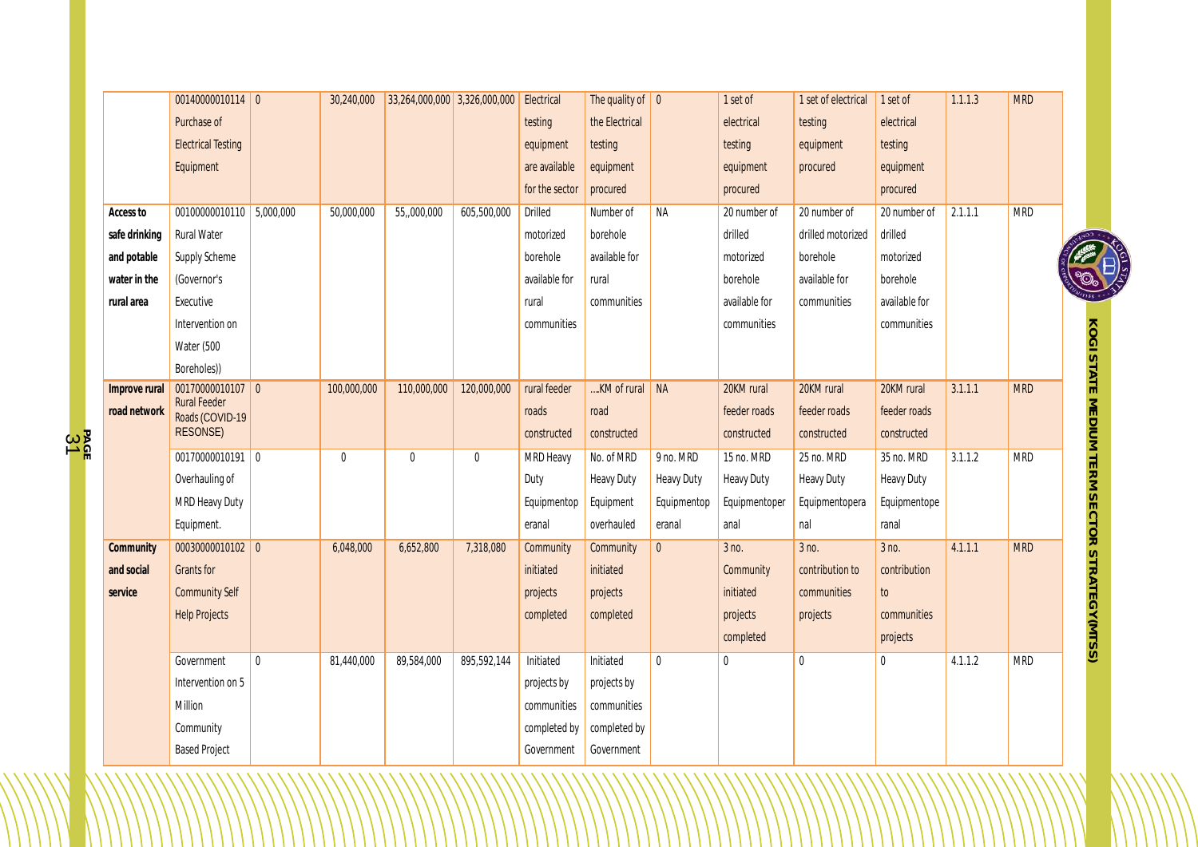| | | | | | | | | | | | | | |
|---|---|---|---|---|---|---|---|---|---|---|---|---|---|
| | 00140000010114 Purchase of Electrical Testing Equipment | 0 | 30,240,000 | 33,264,000,000 | 3,326,000,000 | Electrical testing equipment are available for the sector | The quality of the Electrical testing equipment procured | 0 | 1 set of electrical testing equipment procured | 1 set of electrical testing equipment procured | 1 set of electrical testing equipment procured | 1.1.1.3 | MRD |
| **Access to safe drinking and potable water in the rural area** | 00100000010110 Rural Water Supply Scheme (Governor's Executive Intervention on Water (500 Boreholes)) | 5,000,000 | 50,000,000 | 55,,000,000 | 605,500,000 | Drilled motorized borehole available for rural communities | Number of borehole available for rural communities | NA | 20 number of drilled motorized borehole available for communities | 20 number of drilled motorized borehole available for communities | 20 number of drilled motorized borehole available for communities | 2.1.1.1 | MRD |
| **Improve rural road network** | 00170000010107 Rural Feeder Roads (COVID-19 RESONSE) | 0 | 100,000,000 | 110,000,000 | 120,000,000 | rural feeder roads constructed | ...KM of rural road constructed | NA | 20KM rural feeder roads constructed | 20KM rural feeder roads constructed | 20KM rural feeder roads constructed | 3.1.1.1 | MRD |
| | 00170000010191 Overhauling of MRD Heavy Duty Equipment. | 0 | 0 | 0 | 0 | MRD Heavy Duty Equipmentop eranal | No. of MRD Heavy Duty Equipment overhauled | 9 no. MRD Heavy Duty Equipmentop eranal | 15 no. MRD Heavy Duty Equipmentoper anal | 25 no. MRD Heavy Duty Equipmentopera nal | 35 no. MRD Heavy Duty Equipmentope ranal | 3.1.1.2 | MRD |
| **Community and social service** | 00030000010102 Grants for Community Self Help Projects | 0 | 6,048,000 | 6,652,800 | 7,318,080 | Community initiated projects completed | Community initiated projects completed | 0 | 3 no. Community initiated projects completed | 3 no. contribution to communities projects | 3 no. contribution to communities projects | 4.1.1.1 | MRD |
| | Government Intervention on 5 Million Community Based Project | 0 | 81,440,000 | 89,584,000 | 895,592,144 | Initiated projects by communities completed by Government | Initiated projects by communities completed by Government | 0 | 0 | 0 | 0 | 4.1.1.2 | MRD |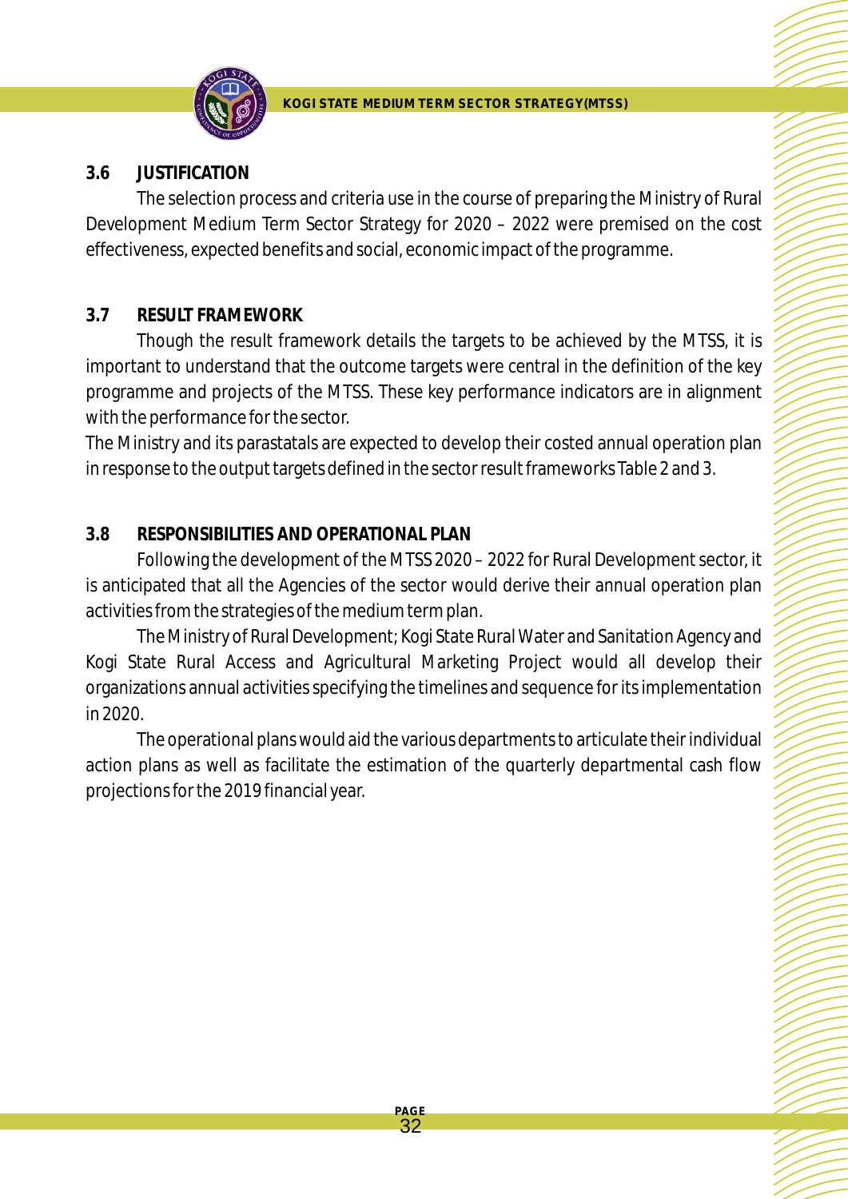### 3.6 JUSTIFICATION

The selection process and criteria use in the course of preparing the Ministry of Rural Development Medium Term Sector Strategy for 2020 – 2022 were premised on the cost effectiveness, expected benefits and social, economic impact of the programme.

### 3.7 RESULT FRAMEWORK

Though the result framework details the targets to be achieved by the MTSS, it is important to understand that the outcome targets were central in the definition of the key programme and projects of the MTSS. These key performance indicators are in alignment with the performance for the sector.

The Ministry and its parastatals are expected to develop their costed annual operation plan in response to the output targets defined in the sector result frameworks Table 2 and 3.

### 3.8 RESPONSIBILITIES AND OPERATIONAL PLAN

Following the development of the MTSS 2020 – 2022 for Rural Development sector, it is anticipated that all the Agencies of the sector would derive their annual operation plan activities from the strategies of the medium term plan.

The Ministry of Rural Development; Kogi State Rural Water and Sanitation Agency and Kogi State Rural Access and Agricultural Marketing Project would all develop their organizations annual activities specifying the timelines and sequence for its implementation in 2020.

The operational plans would aid the various departments to articulate their individual action plans as well as facilitate the estimation of the quarterly departmental cash flow projections for the 2019 financial year.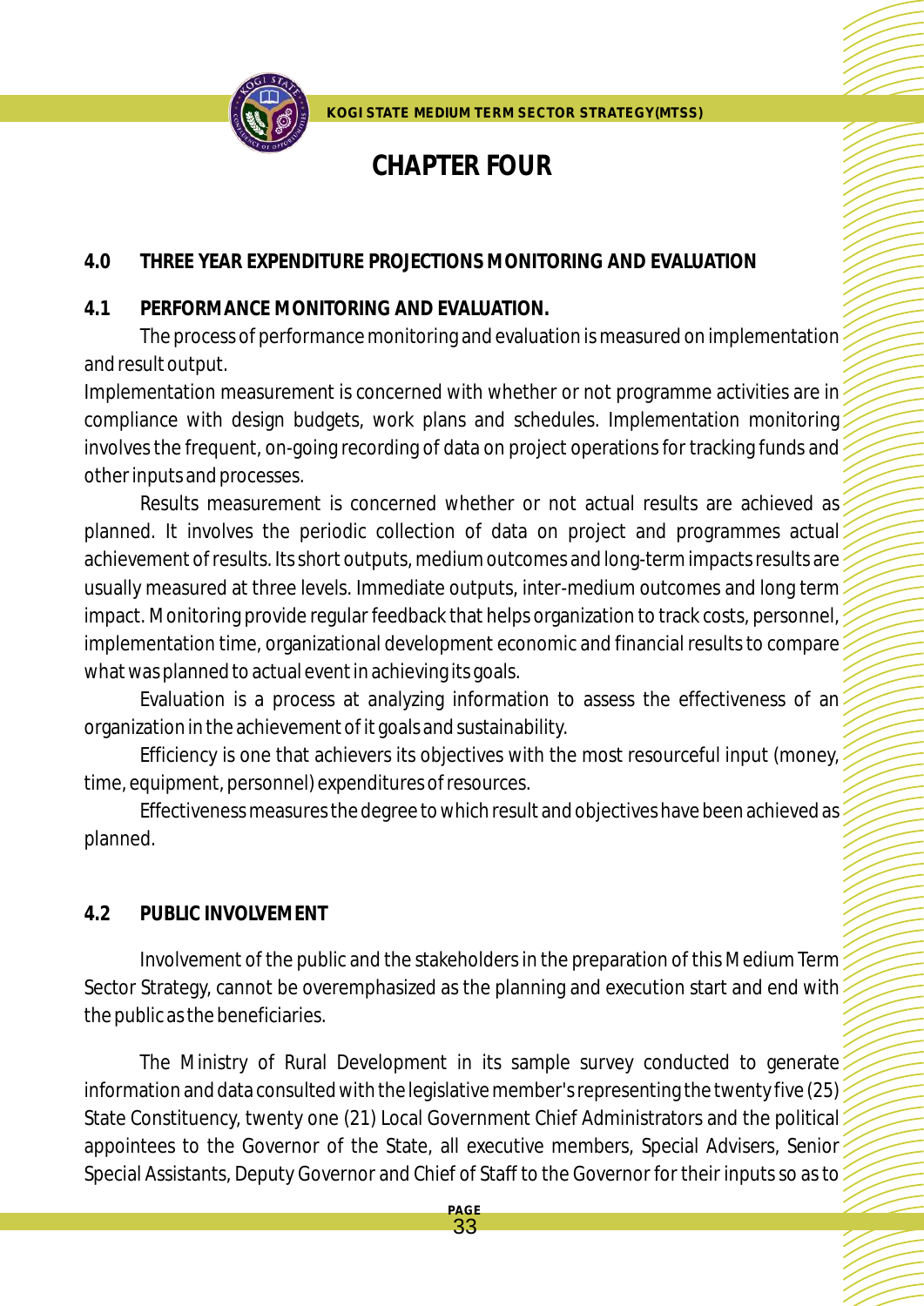# CHAPTER FOUR

## 4.0 THREE YEAR EXPENDITURE PROJECTIONS MONITORING AND EVALUATION

### 4.1 PERFORMANCE MONITORING AND EVALUATION.

The process of performance monitoring and evaluation is measured on implementation and result output.

Implementation measurement is concerned with whether or not programme activities are in compliance with design budgets, work plans and schedules. Implementation monitoring involves the frequent, on-going recording of data on project operations for tracking funds and other inputs and processes.

Results measurement is concerned whether or not actual results are achieved as planned. It involves the periodic collection of data on project and programmes actual achievement of results. Its short outputs, medium outcomes and long-term impacts results are usually measured at three levels. Immediate outputs, inter-medium outcomes and long term impact. Monitoring provide regular feedback that helps organization to track costs, personnel, implementation time, organizational development economic and financial results to compare what was planned to actual event in achieving its goals.

Evaluation is a process at analyzing information to assess the effectiveness of an organization in the achievement of it goals and sustainability.

Efficiency is one that achievers its objectives with the most resourceful input (money, time, equipment, personnel) expenditures of resources.

Effectiveness measures the degree to which result and objectives have been achieved as planned.

### 4.2 PUBLIC INVOLVEMENT

Involvement of the public and the stakeholders in the preparation of this Medium Term Sector Strategy, cannot be overemphasized as the planning and execution start and end with the public as the beneficiaries.

The Ministry of Rural Development in its sample survey conducted to generate information and data consulted with the legislative member's representing the twenty five (25) State Constituency, twenty one (21) Local Government Chief Administrators and the political appointees to the Governor of the State, all executive members, Special Advisers, Senior Special Assistants, Deputy Governor and Chief of Staff to the Governor for their inputs so as to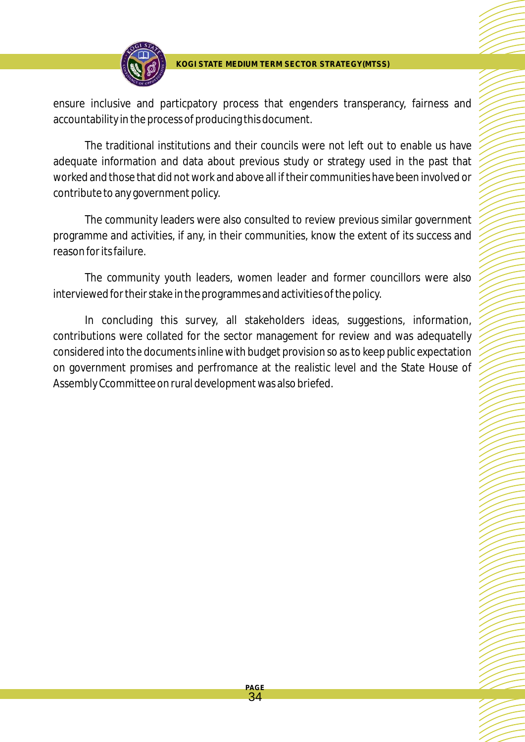ensure inclusive and particpatory process that engenders transperancy, fairness and accountability in the process of producing this document.

The traditional institutions and their councils were not left out to enable us have adequate information and data about previous study or strategy used in the past that worked and those that did not work and above all if their communities have been involved or contribute to any government policy.

The community leaders were also consulted to review previous similar government programme and activities, if any, in their communities, know the extent of its success and reason for its failure.

The community youth leaders, women leader and former councillors were also interviewed for their stake in the programmes and activities of the policy.

In concluding this survey, all stakeholders ideas, suggestions, information, contributions were collated for the sector management for review and was adequatelly considered into the documents inline with budget provision so as to keep public expectation on government promises and perfromance at the realistic level and the State House of Assembly Ccommittee on rural development was also briefed.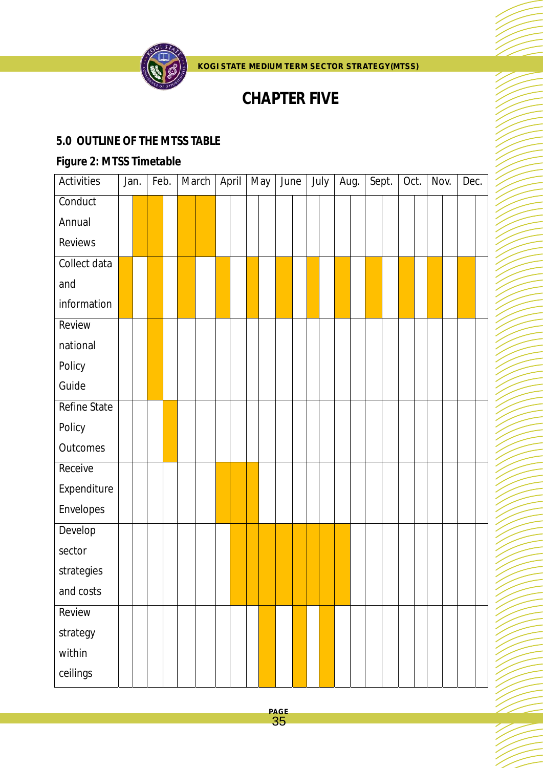# CHAPTER FIVE

## 5.0 OUTLINE OF THE MTSS TABLE

**Figure 2: MTSS Timetable**

| Activities | Jan. | | Feb. | | March | | April | | May | | June | | July | | Aug. | | Sept. | | Oct. | | Nov. | | Dec. | |
|---|---|---|---|---|---|---|---|---|---|---|---|---|---|---|---|---|---|---|---|---|---|---|---|---|
| Conduct Annual Reviews | | ■ | ■ | | ■ | ■ | | | | | | | | | | | | | | | | | | |
| Collect data and information | ■ | | ■ | | ■ | | ■ | | ■ | | ■ | | ■ | | ■ | | ■ | | ■ | | ■ | | ■ | |
| Review national Policy Guide | | | ■ | | | | | | | | | | | | | | | | | | | | | |
| Refine State Policy Outcomes | | | | ■ | | | | | | | | | | | | | | | | | | | | |
| Receive Expenditure Envelopes | | | | | | | ■ | ■ | ■ | | | | | | | | | | | | | | | |
| Develop sector strategies and costs | | | | | | | | ■ | ■ | ■ | ■ | ■ | ■ | ■ | ■ | | | | | | | | | |
| Review strategy within ceilings | | | | | | | | | | ■ | | ■ | | ■ | | | | | | | | | | |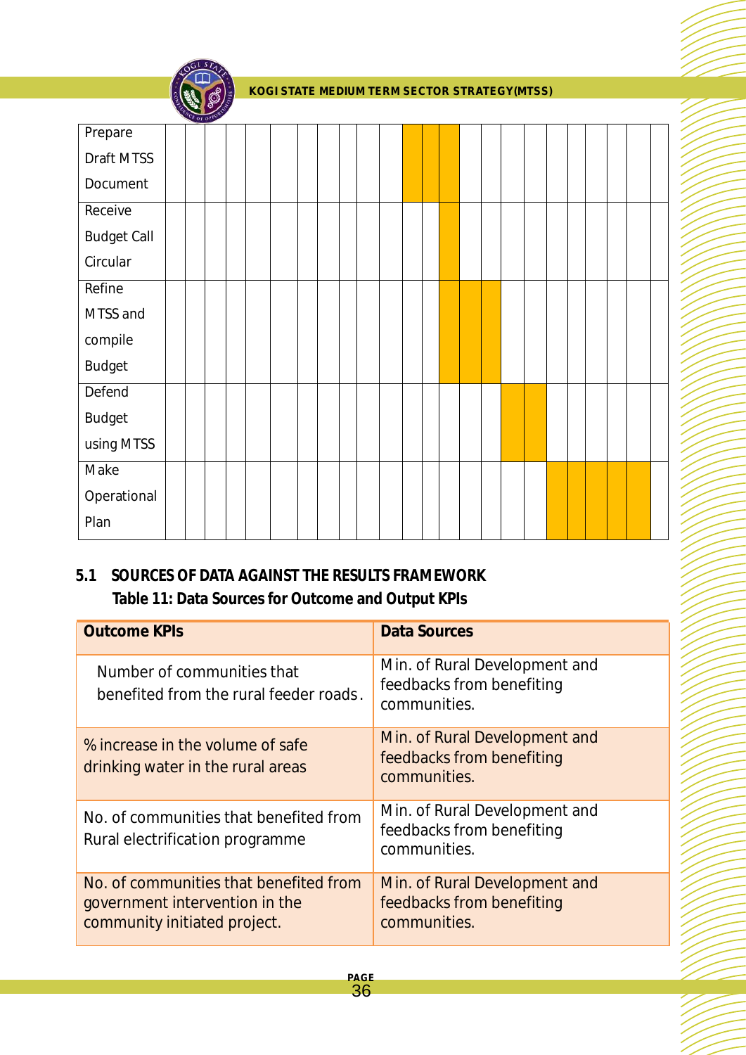| Activity | | | | | | | | | | | | | | | | | | | | | | | | |
|---|---|---|---|---|---|---|---|---|---|---|---|---|---|---|---|---|---|---|---|---|---|---|---|---|
| Prepare Draft MTSS Document | | | | | | | | | | | | ■ | ■ | ■ | | | | | | | | | | |
| Receive Budget Call Circular | | | | | | | | | | | | | | ■ | | | | | | | | | | |
| Refine MTSS and compile Budget | | | | | | | | | | | | | | ■ | ■ | ■ | | | | | | | | |
| Defend Budget using MTSS | | | | | | | | | | | | | | | | | ■ | ■ | | | | | | |
| Make Operational Plan | | | | | | | | | | | | | | | | | | | ■ | ■ | ■ | ■ | ■ | |

## 5.1 SOURCES OF DATA AGAINST THE RESULTS FRAMEWORK

**Table 11: Data Sources for Outcome and Output KPIs**

| Outcome KPIs | Data Sources |
|---|---|
| Number of communities that benefited from the rural feeder roads. | Min. of Rural Development and feedbacks from benefiting communities. |
| % increase in the volume of safe drinking water in the rural areas | Min. of Rural Development and feedbacks from benefiting communities. |
| No. of communities that benefited from Rural electrification programme | Min. of Rural Development and feedbacks from benefiting communities. |
| No. of communities that benefited from government intervention in the community initiated project. | Min. of Rural Development and feedbacks from benefiting communities. |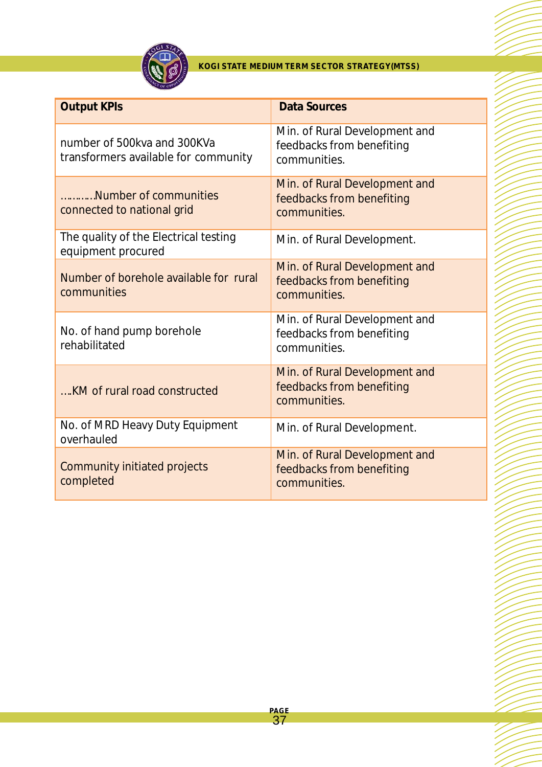| Output KPIs | Data Sources |
|---|---|
| number of 500kva and 300KVa transformers available for community | Min. of Rural Development and feedbacks from benefiting communities. |
| …………Number of communities connected to national grid | Min. of Rural Development and feedbacks from benefiting communities. |
| The quality of the Electrical testing equipment procured | Min. of Rural Development. |
| Number of borehole available for rural communities | Min. of Rural Development and feedbacks from benefiting communities. |
| No. of hand pump borehole rehabilitated | Min. of Rural Development and feedbacks from benefiting communities. |
| ….KM of rural road constructed | Min. of Rural Development and feedbacks from benefiting communities. |
| No. of MRD Heavy Duty Equipment overhauled | Min. of Rural Development. |
| Community initiated projects completed | Min. of Rural Development and feedbacks from benefiting communities. |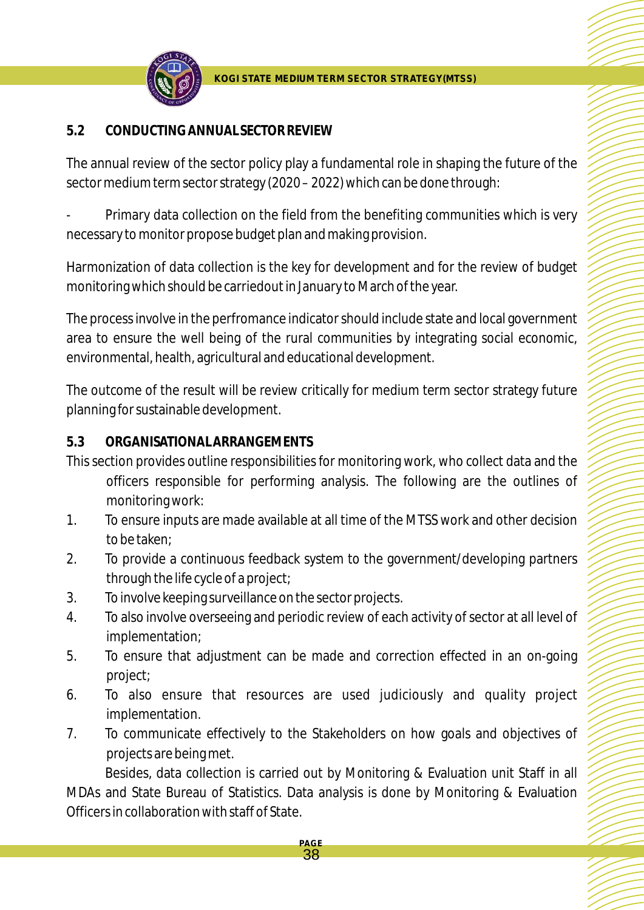## 5.2 CONDUCTING ANNUAL SECTOR REVIEW

The annual review of the sector policy play a fundamental role in shaping the future of the sector medium term sector strategy (2020 – 2022) which can be done through:

- Primary data collection on the field from the benefiting communities which is very necessary to monitor propose budget plan and making provision.

Harmonization of data collection is the key for development and for the review of budget monitoring which should be carriedout in January to March of the year.

The process involve in the perfromance indicator should include state and local government area to ensure the well being of the rural communities by integrating social economic, environmental, health, agricultural and educational development.

The outcome of the result will be review critically for medium term sector strategy future planning for sustainable development.

## 5.3 ORGANISATIONAL ARRANGEMENTS

This section provides outline responsibilities for monitoring work, who collect data and the officers responsible for performing analysis. The following are the outlines of monitoring work:

1. To ensure inputs are made available at all time of the MTSS work and other decision to be taken;
2. To provide a continuous feedback system to the government/developing partners through the life cycle of a project;
3. To involve keeping surveillance on the sector projects.
4. To also involve overseeing and periodic review of each activity of sector at all level of implementation;
5. To ensure that adjustment can be made and correction effected in an on-going project;
6. To also ensure that resources are used judiciously and quality project implementation.
7. To communicate effectively to the Stakeholders on how goals and objectives of projects are being met.

Besides, data collection is carried out by Monitoring & Evaluation unit Staff in all MDAs and State Bureau of Statistics. Data analysis is done by Monitoring & Evaluation Officers in collaboration with staff of State.